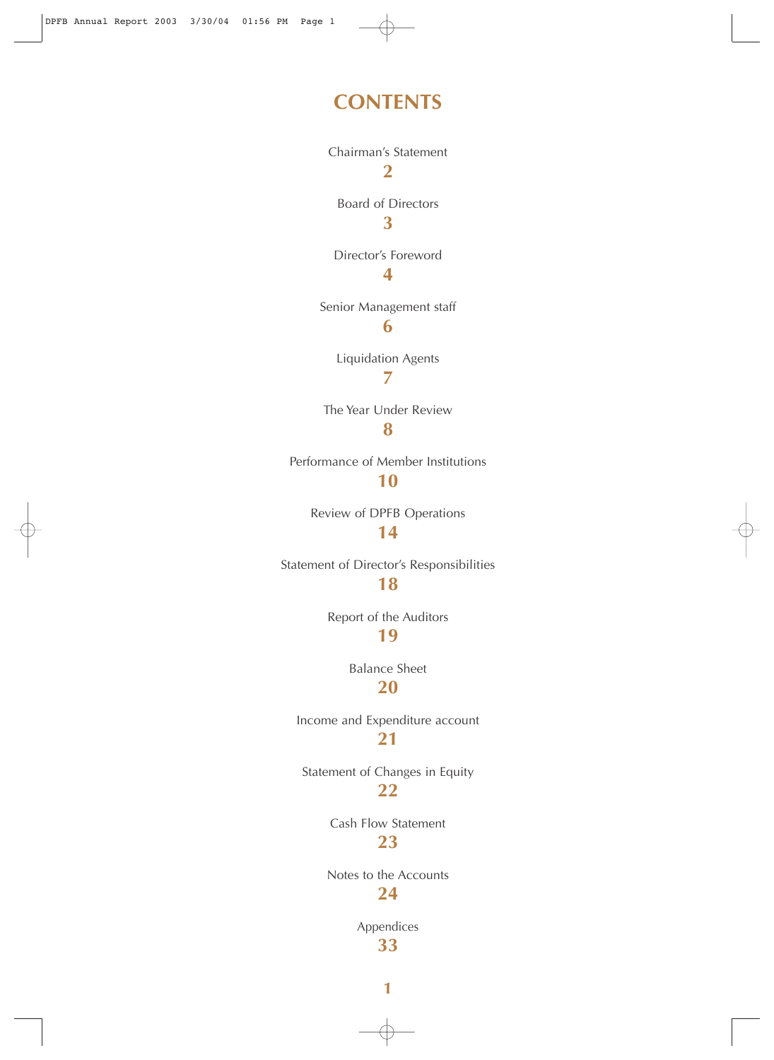# CONTENTS

Chairman's Statement
**2**

Board of Directors
**3**

Director's Foreword
**4**

Senior Management staff
**6**

Liquidation Agents
**7**

The Year Under Review
**8**

Performance of Member Institutions
**10**

Review of DPFB Operations
**14**

Statement of Director's Responsibilities
**18**

Report of the Auditors
**19**

Balance Sheet
**20**

Income and Expenditure account
**21**

Statement of Changes in Equity
**22**

Cash Flow Statement
**23**

Notes to the Accounts
**24**

Appendices
**33**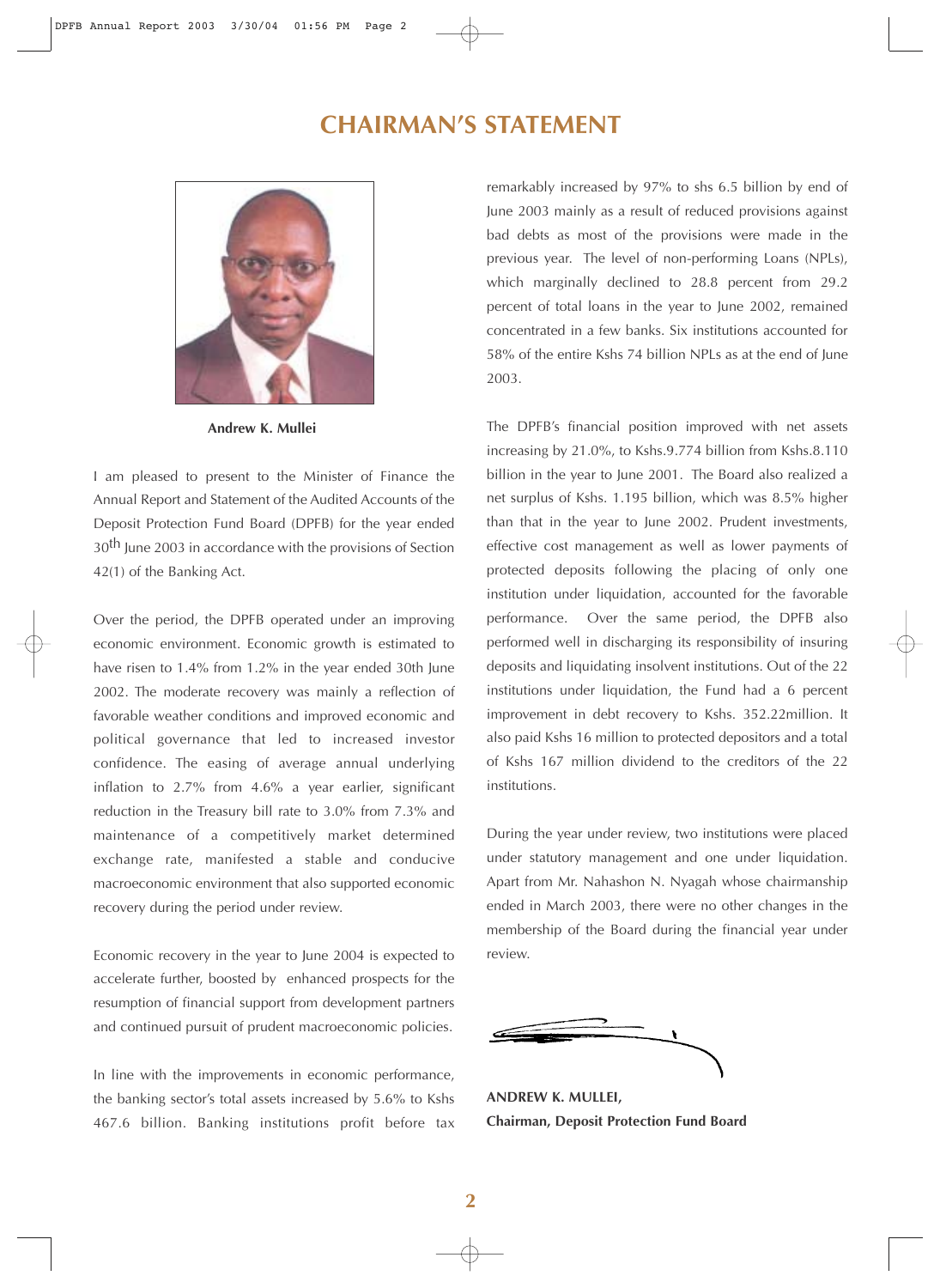# CHAIRMAN'S STATEMENT

**Andrew K. Mullei**

I am pleased to present to the Minister of Finance the Annual Report and Statement of the Audited Accounts of the Deposit Protection Fund Board (DPFB) for the year ended 30th June 2003 in accordance with the provisions of Section 42(1) of the Banking Act.

Over the period, the DPFB operated under an improving economic environment. Economic growth is estimated to have risen to 1.4% from 1.2% in the year ended 30th June 2002. The moderate recovery was mainly a reflection of favorable weather conditions and improved economic and political governance that led to increased investor confidence. The easing of average annual underlying inflation to 2.7% from 4.6% a year earlier, significant reduction in the Treasury bill rate to 3.0% from 7.3% and maintenance of a competitively market determined exchange rate, manifested a stable and conducive macroeconomic environment that also supported economic recovery during the period under review.

Economic recovery in the year to June 2004 is expected to accelerate further, boosted by enhanced prospects for the resumption of financial support from development partners and continued pursuit of prudent macroeconomic policies.

In line with the improvements in economic performance, the banking sector's total assets increased by 5.6% to Kshs 467.6 billion. Banking institutions profit before tax remarkably increased by 97% to shs 6.5 billion by end of June 2003 mainly as a result of reduced provisions against bad debts as most of the provisions were made in the previous year. The level of non-performing Loans (NPLs), which marginally declined to 28.8 percent from 29.2 percent of total loans in the year to June 2002, remained concentrated in a few banks. Six institutions accounted for 58% of the entire Kshs 74 billion NPLs as at the end of June 2003.

The DPFB's financial position improved with net assets increasing by 21.0%, to Kshs.9.774 billion from Kshs.8.110 billion in the year to June 2001. The Board also realized a net surplus of Kshs. 1.195 billion, which was 8.5% higher than that in the year to June 2002. Prudent investments, effective cost management as well as lower payments of protected deposits following the placing of only one institution under liquidation, accounted for the favorable performance. Over the same period, the DPFB also performed well in discharging its responsibility of insuring deposits and liquidating insolvent institutions. Out of the 22 institutions under liquidation, the Fund had a 6 percent improvement in debt recovery to Kshs. 352.22million. It also paid Kshs 16 million to protected depositors and a total of Kshs 167 million dividend to the creditors of the 22 institutions.

During the year under review, two institutions were placed under statutory management and one under liquidation. Apart from Mr. Nahashon N. Nyagah whose chairmanship ended in March 2003, there were no other changes in the membership of the Board during the financial year under review.

**ANDREW K. MULLEI,**
**Chairman, Deposit Protection Fund Board**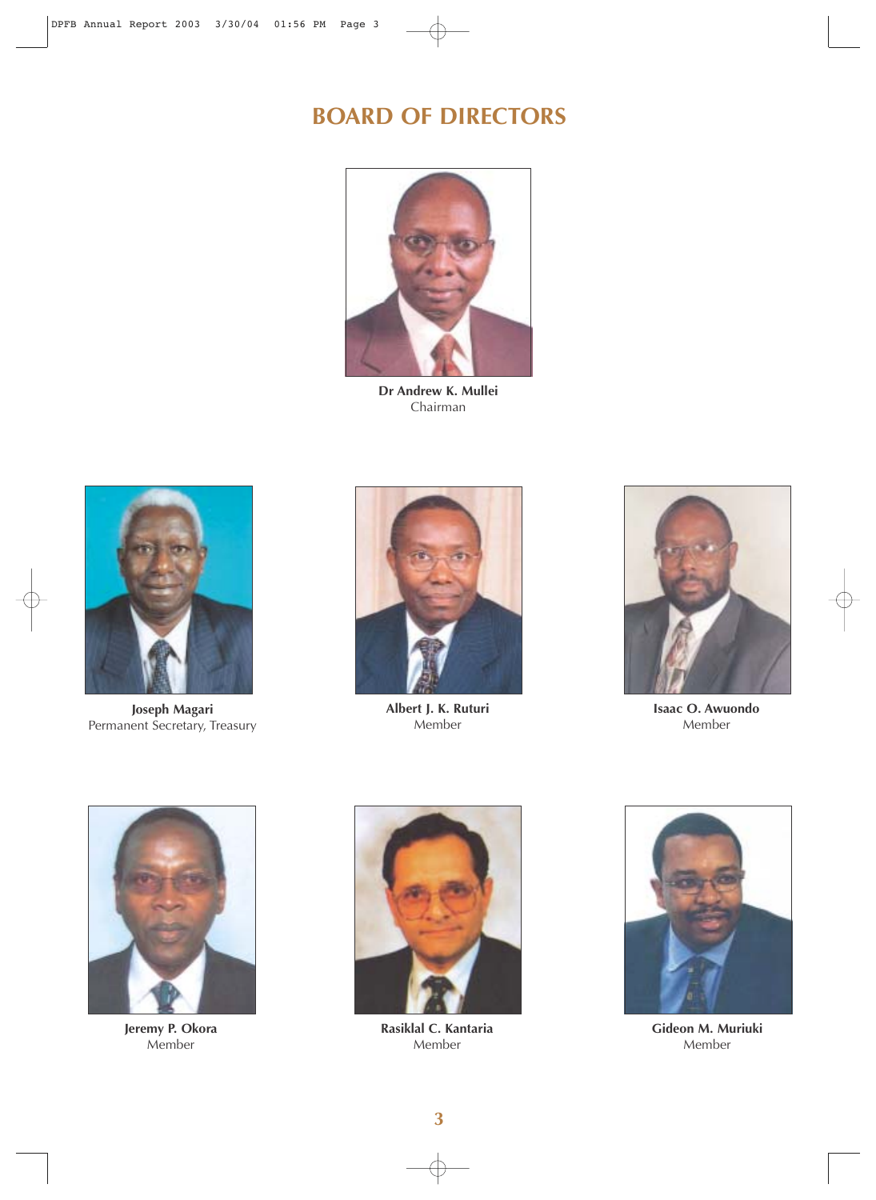# BOARD OF DIRECTORS

**Dr Andrew K. Mullei**
Chairman

**Joseph Magari**
Permanent Secretary, Treasury

**Albert J. K. Ruturi**
Member

**Isaac O. Awuondo**
Member

**Jeremy P. Okora**
Member

**Rasiklal C. Kantaria**
Member

**Gideon M. Muriuki**
Member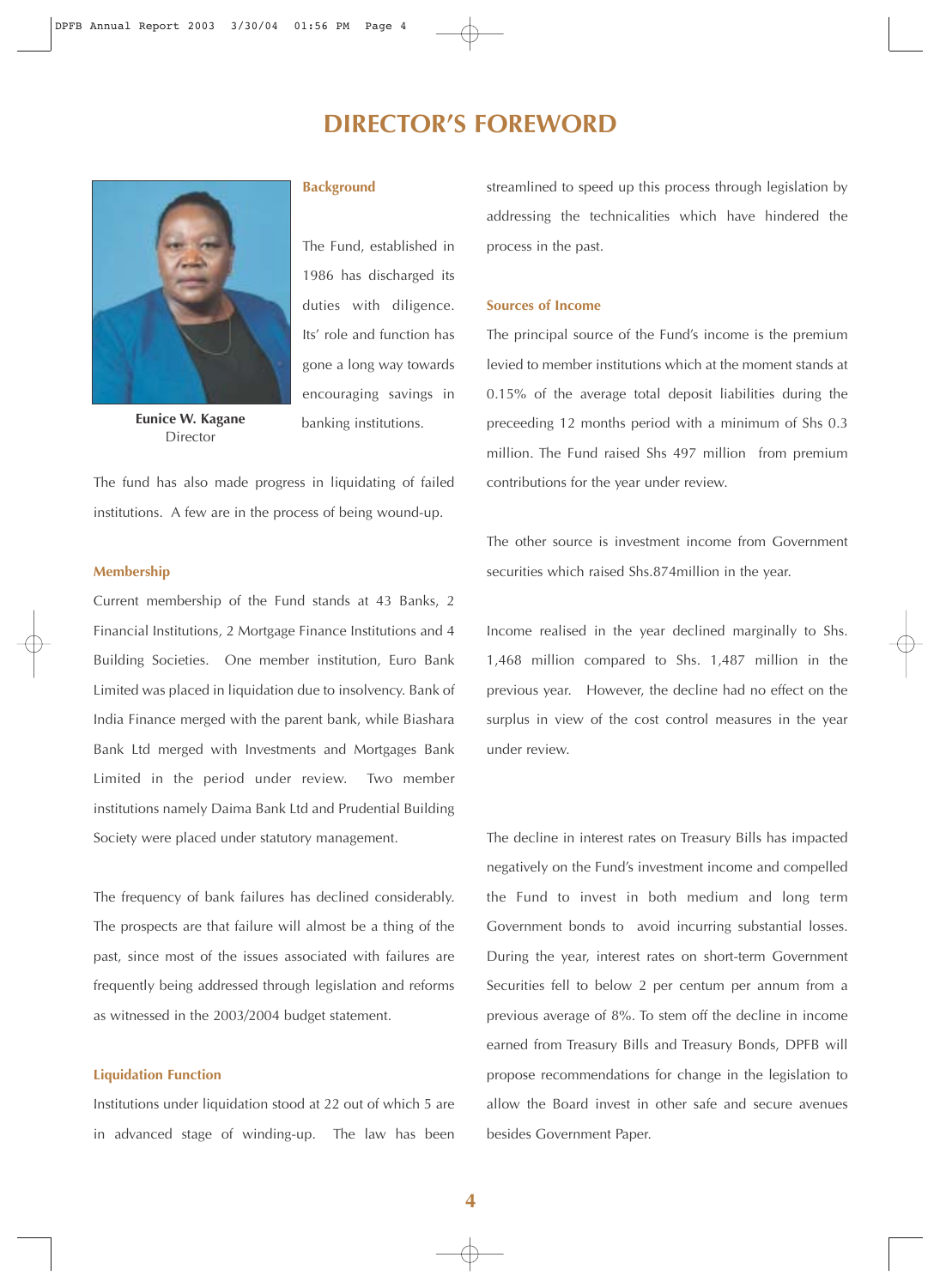# DIRECTOR'S FOREWORD

**Eunice W. Kagane**
Director

### Background

The Fund, established in 1986 has discharged its duties with diligence. Its' role and function has gone a long way towards encouraging savings in banking institutions.

The fund has also made progress in liquidating of failed institutions. A few are in the process of being wound-up.

### Membership

Current membership of the Fund stands at 43 Banks, 2 Financial Institutions, 2 Mortgage Finance Institutions and 4 Building Societies. One member institution, Euro Bank Limited was placed in liquidation due to insolvency. Bank of India Finance merged with the parent bank, while Biashara Bank Ltd merged with Investments and Mortgages Bank Limited in the period under review. Two member institutions namely Daima Bank Ltd and Prudential Building Society were placed under statutory management.

The frequency of bank failures has declined considerably. The prospects are that failure will almost be a thing of the past, since most of the issues associated with failures are frequently being addressed through legislation and reforms as witnessed in the 2003/2004 budget statement.

### Liquidation Function

Institutions under liquidation stood at 22 out of which 5 are in advanced stage of winding-up. The law has been streamlined to speed up this process through legislation by addressing the technicalities which have hindered the process in the past.

### Sources of Income

The principal source of the Fund's income is the premium levied to member institutions which at the moment stands at 0.15% of the average total deposit liabilities during the preceeding 12 months period with a minimum of Shs 0.3 million. The Fund raised Shs 497 million from premium contributions for the year under review.

The other source is investment income from Government securities which raised Shs.874million in the year.

Income realised in the year declined marginally to Shs. 1,468 million compared to Shs. 1,487 million in the previous year. However, the decline had no effect on the surplus in view of the cost control measures in the year under review.

The decline in interest rates on Treasury Bills has impacted negatively on the Fund's investment income and compelled the Fund to invest in both medium and long term Government bonds to avoid incurring substantial losses. During the year, interest rates on short-term Government Securities fell to below 2 per centum per annum from a previous average of 8%. To stem off the decline in income earned from Treasury Bills and Treasury Bonds, DPFB will propose recommendations for change in the legislation to allow the Board invest in other safe and secure avenues besides Government Paper.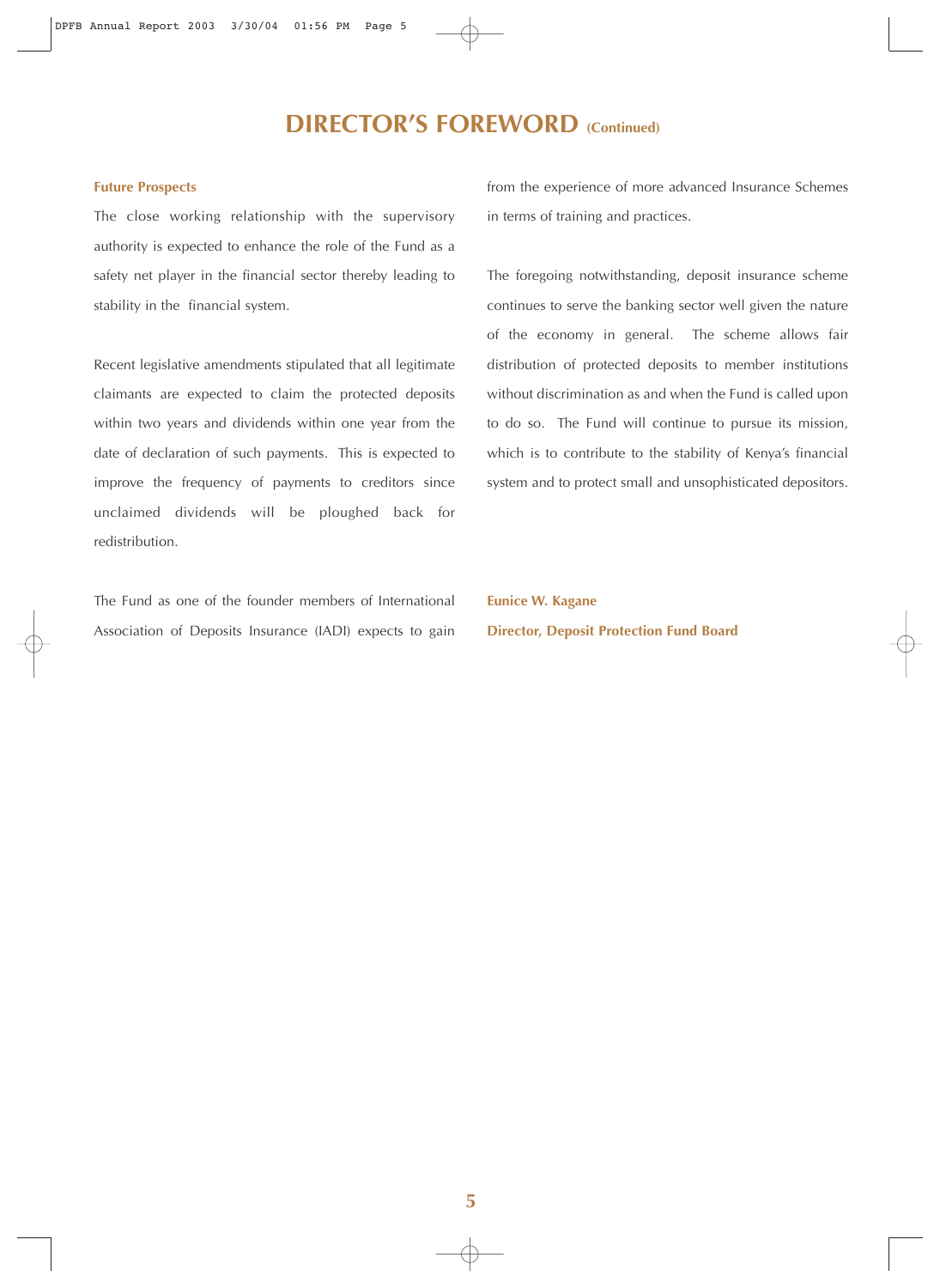# DIRECTOR'S FOREWORD (Continued)

**Future Prospects**

The close working relationship with the supervisory authority is expected to enhance the role of the Fund as a safety net player in the financial sector thereby leading to stability in the financial system.

Recent legislative amendments stipulated that all legitimate claimants are expected to claim the protected deposits within two years and dividends within one year from the date of declaration of such payments. This is expected to improve the frequency of payments to creditors since unclaimed dividends will be ploughed back for redistribution.

The Fund as one of the founder members of International Association of Deposits Insurance (IADI) expects to gain from the experience of more advanced Insurance Schemes in terms of training and practices.

The foregoing notwithstanding, deposit insurance scheme continues to serve the banking sector well given the nature of the economy in general. The scheme allows fair distribution of protected deposits to member institutions without discrimination as and when the Fund is called upon to do so. The Fund will continue to pursue its mission, which is to contribute to the stability of Kenya's financial system and to protect small and unsophisticated depositors.

**Eunice W. Kagane**

**Director, Deposit Protection Fund Board**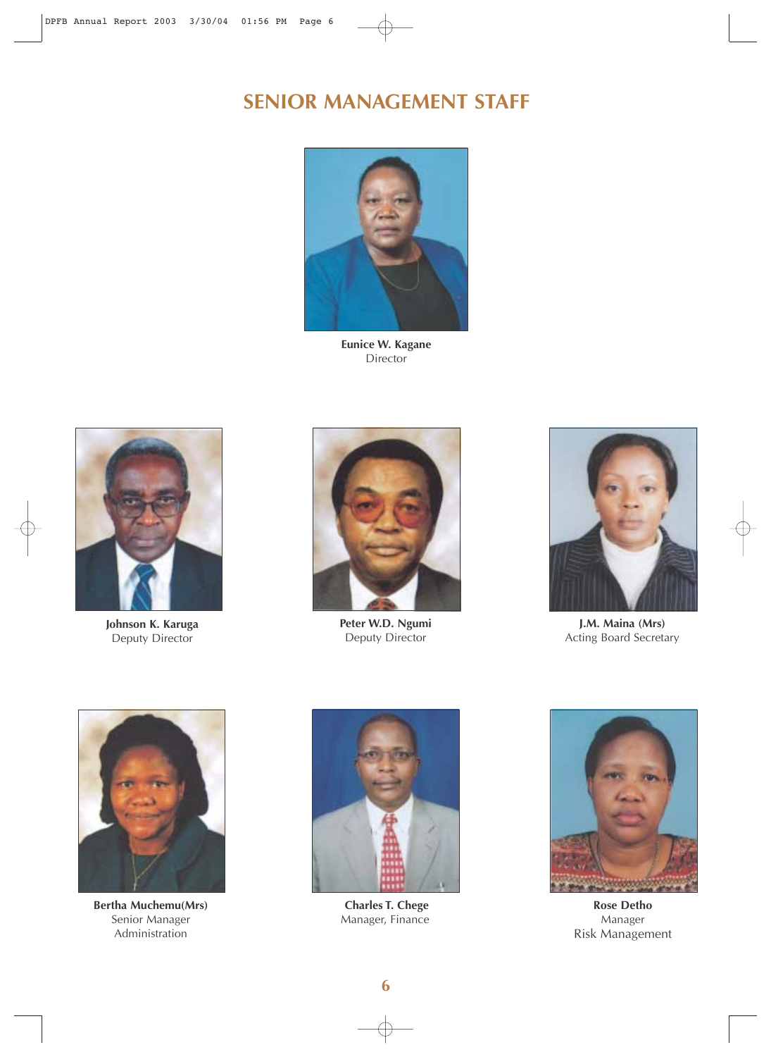# SENIOR MANAGEMENT STAFF

**Eunice W. Kagane**
Director

**Johnson K. Karuga**
Deputy Director

**Peter W.D. Ngumi**
Deputy Director

**J.M. Maina (Mrs)**
Acting Board Secretary

**Bertha Muchemu(Mrs)**
Senior Manager
Administration

**Charles T. Chege**
Manager, Finance

**Rose Detho**
Manager
Risk Management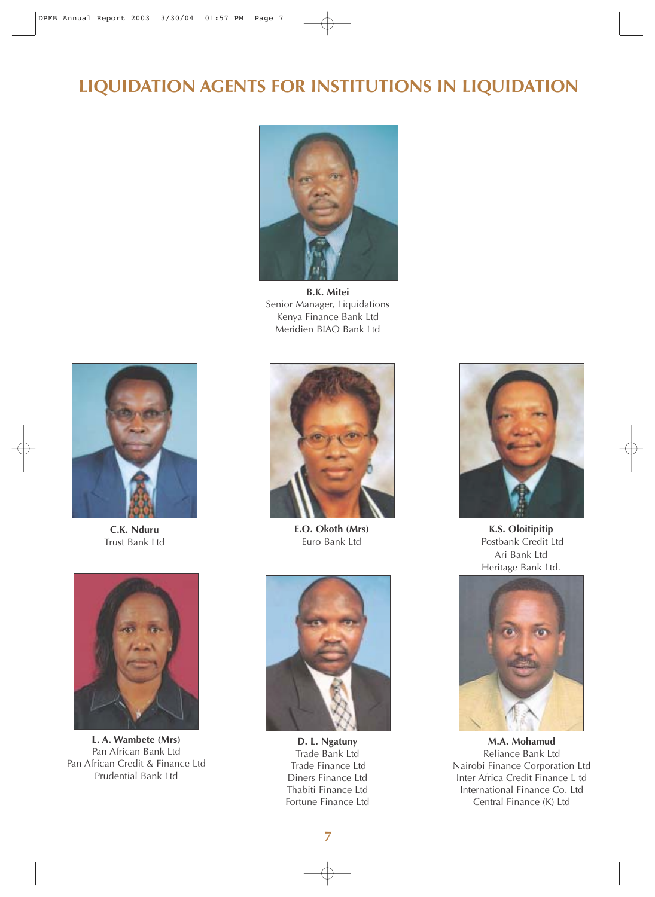# LIQUIDATION AGENTS FOR INSTITUTIONS IN LIQUIDATION

**B.K. Mitei**
Senior Manager, Liquidations
Kenya Finance Bank Ltd
Meridien BIAO Bank Ltd

**C.K. Nduru**
Trust Bank Ltd

**E.O. Okoth (Mrs)**
Euro Bank Ltd

**K.S. Oloitipitip**
Postbank Credit Ltd
Ari Bank Ltd
Heritage Bank Ltd.

**L. A. Wambete (Mrs)**
Pan African Bank Ltd
Pan African Credit & Finance Ltd
Prudential Bank Ltd

**D. L. Ngatuny**
Trade Bank Ltd
Trade Finance Ltd
Diners Finance Ltd
Thabiti Finance Ltd
Fortune Finance Ltd

**M.A. Mohamud**
Reliance Bank Ltd
Nairobi Finance Corporation Ltd
Inter Africa Credit Finance L td
International Finance Co. Ltd
Central Finance (K) Ltd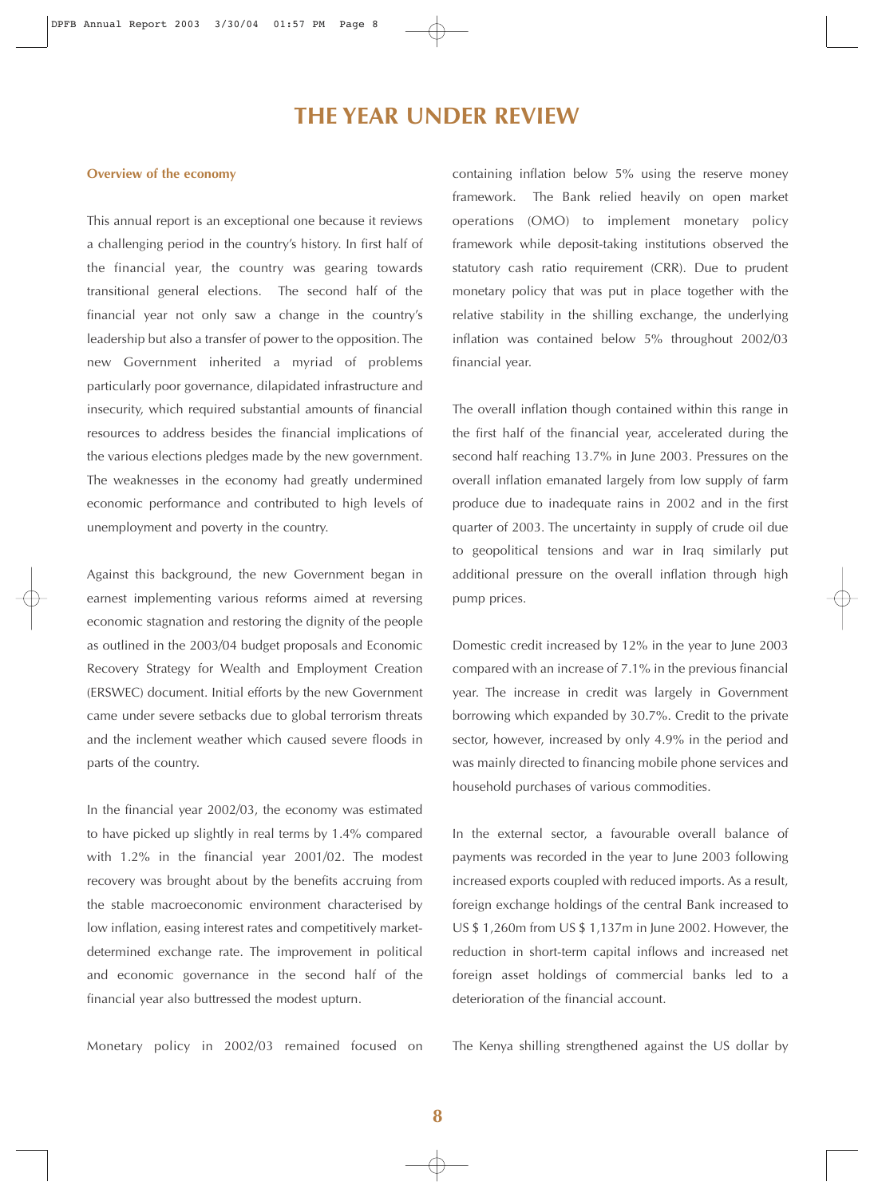# THE YEAR UNDER REVIEW

### Overview of the economy

This annual report is an exceptional one because it reviews a challenging period in the country's history. In first half of the financial year, the country was gearing towards transitional general elections. The second half of the financial year not only saw a change in the country's leadership but also a transfer of power to the opposition. The new Government inherited a myriad of problems particularly poor governance, dilapidated infrastructure and insecurity, which required substantial amounts of financial resources to address besides the financial implications of the various elections pledges made by the new government. The weaknesses in the economy had greatly undermined economic performance and contributed to high levels of unemployment and poverty in the country.

Against this background, the new Government began in earnest implementing various reforms aimed at reversing economic stagnation and restoring the dignity of the people as outlined in the 2003/04 budget proposals and Economic Recovery Strategy for Wealth and Employment Creation (ERSWEC) document. Initial efforts by the new Government came under severe setbacks due to global terrorism threats and the inclement weather which caused severe floods in parts of the country.

In the financial year 2002/03, the economy was estimated to have picked up slightly in real terms by 1.4% compared with 1.2% in the financial year 2001/02. The modest recovery was brought about by the benefits accruing from the stable macroeconomic environment characterised by low inflation, easing interest rates and competitively market-determined exchange rate. The improvement in political and economic governance in the second half of the financial year also buttressed the modest upturn.

Monetary policy in 2002/03 remained focused on containing inflation below 5% using the reserve money framework. The Bank relied heavily on open market operations (OMO) to implement monetary policy framework while deposit-taking institutions observed the statutory cash ratio requirement (CRR). Due to prudent monetary policy that was put in place together with the relative stability in the shilling exchange, the underlying inflation was contained below 5% throughout 2002/03 financial year.

The overall inflation though contained within this range in the first half of the financial year, accelerated during the second half reaching 13.7% in June 2003. Pressures on the overall inflation emanated largely from low supply of farm produce due to inadequate rains in 2002 and in the first quarter of 2003. The uncertainty in supply of crude oil due to geopolitical tensions and war in Iraq similarly put additional pressure on the overall inflation through high pump prices.

Domestic credit increased by 12% in the year to June 2003 compared with an increase of 7.1% in the previous financial year. The increase in credit was largely in Government borrowing which expanded by 30.7%. Credit to the private sector, however, increased by only 4.9% in the period and was mainly directed to financing mobile phone services and household purchases of various commodities.

In the external sector, a favourable overall balance of payments was recorded in the year to June 2003 following increased exports coupled with reduced imports. As a result, foreign exchange holdings of the central Bank increased to US $ 1,260m from US $ 1,137m in June 2002. However, the reduction in short-term capital inflows and increased net foreign asset holdings of commercial banks led to a deterioration of the financial account.

The Kenya shilling strengthened against the US dollar by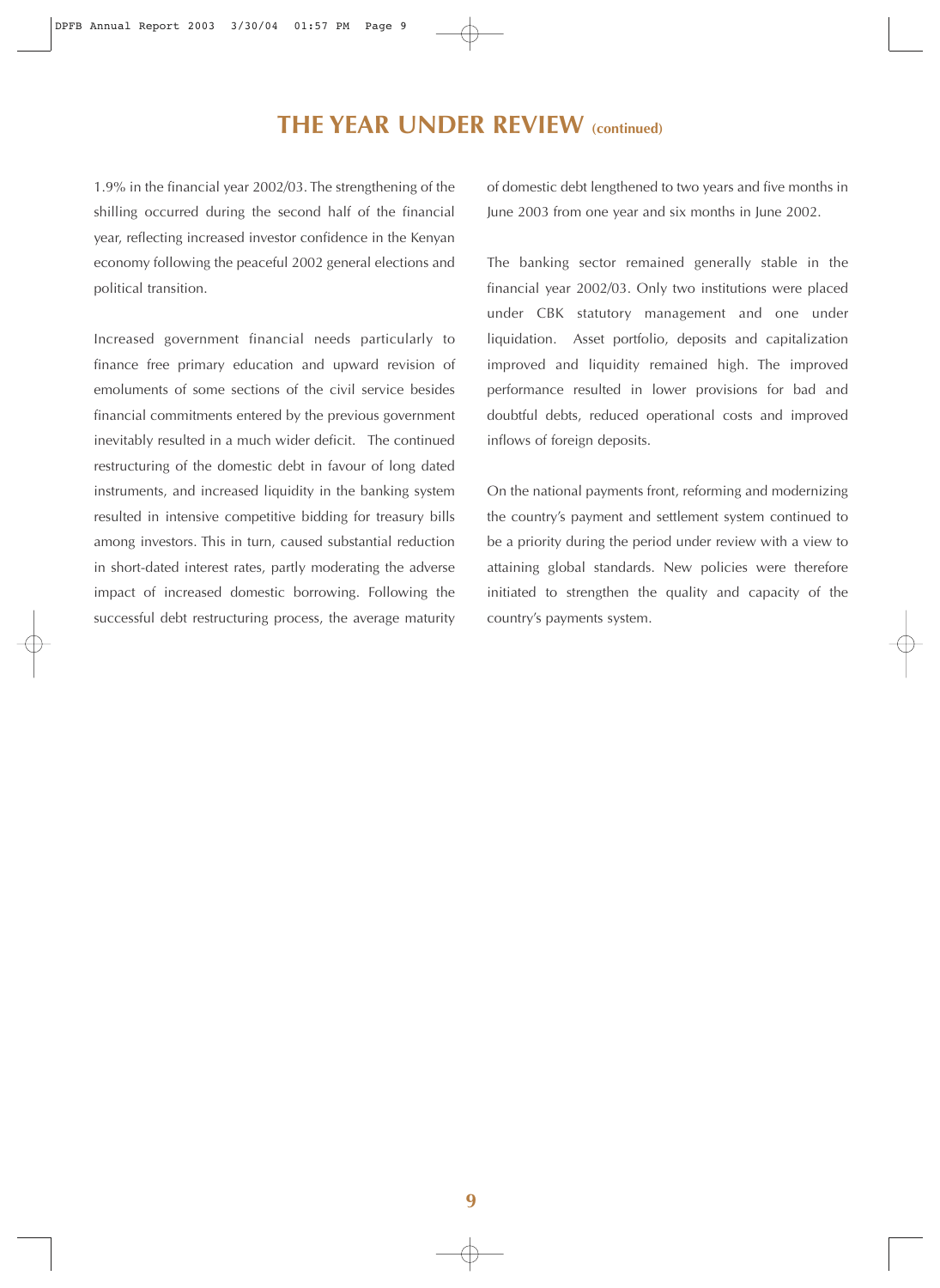## THE YEAR UNDER REVIEW (continued)

1.9% in the financial year 2002/03. The strengthening of the shilling occurred during the second half of the financial year, reflecting increased investor confidence in the Kenyan economy following the peaceful 2002 general elections and political transition.

Increased government financial needs particularly to finance free primary education and upward revision of emoluments of some sections of the civil service besides financial commitments entered by the previous government inevitably resulted in a much wider deficit. The continued restructuring of the domestic debt in favour of long dated instruments, and increased liquidity in the banking system resulted in intensive competitive bidding for treasury bills among investors. This in turn, caused substantial reduction in short-dated interest rates, partly moderating the adverse impact of increased domestic borrowing. Following the successful debt restructuring process, the average maturity of domestic debt lengthened to two years and five months in June 2003 from one year and six months in June 2002.

The banking sector remained generally stable in the financial year 2002/03. Only two institutions were placed under CBK statutory management and one under liquidation. Asset portfolio, deposits and capitalization improved and liquidity remained high. The improved performance resulted in lower provisions for bad and doubtful debts, reduced operational costs and improved inflows of foreign deposits.

On the national payments front, reforming and modernizing the country's payment and settlement system continued to be a priority during the period under review with a view to attaining global standards. New policies were therefore initiated to strengthen the quality and capacity of the country's payments system.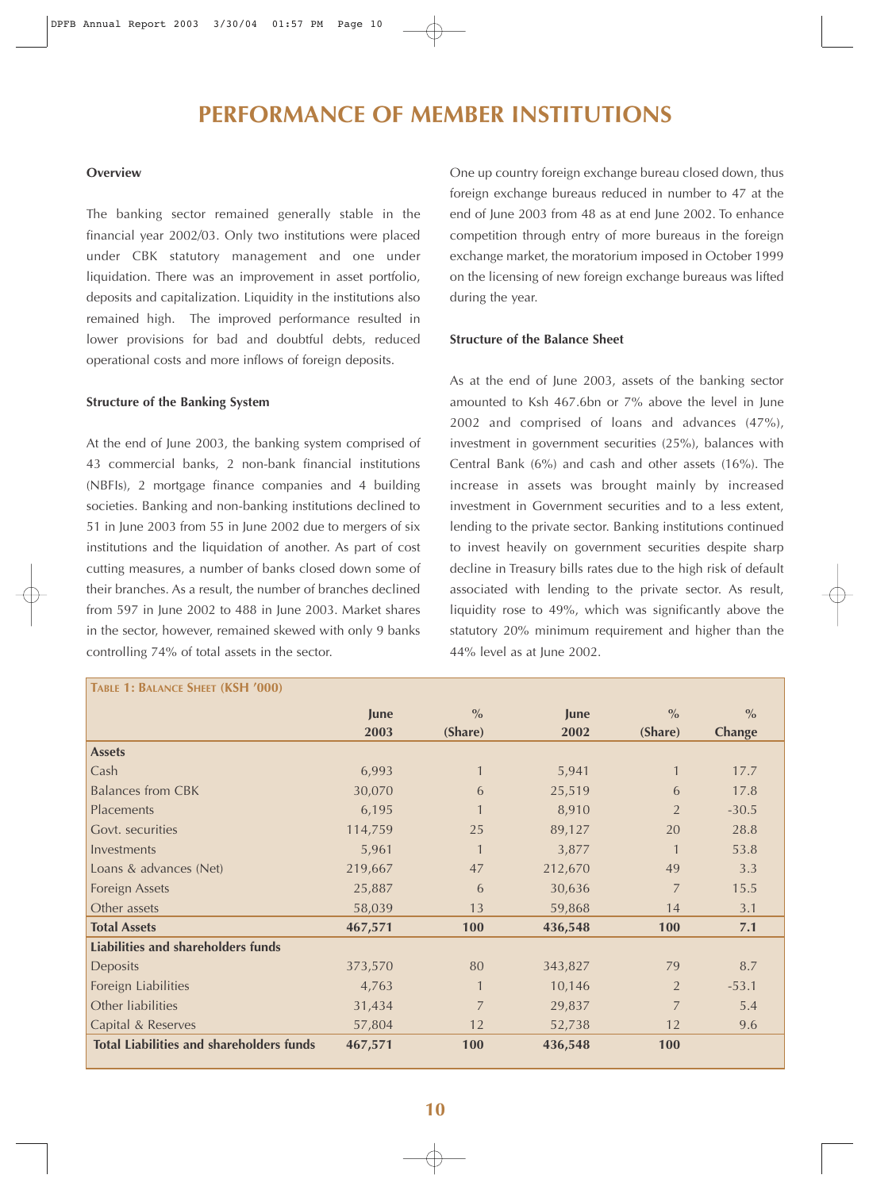# PERFORMANCE OF MEMBER INSTITUTIONS

**Overview**

The banking sector remained generally stable in the financial year 2002/03. Only two institutions were placed under CBK statutory management and one under liquidation. There was an improvement in asset portfolio, deposits and capitalization. Liquidity in the institutions also remained high. The improved performance resulted in lower provisions for bad and doubtful debts, reduced operational costs and more inflows of foreign deposits.

**Structure of the Banking System**

At the end of June 2003, the banking system comprised of 43 commercial banks, 2 non-bank financial institutions (NBFIs), 2 mortgage finance companies and 4 building societies. Banking and non-banking institutions declined to 51 in June 2003 from 55 in June 2002 due to mergers of six institutions and the liquidation of another. As part of cost cutting measures, a number of banks closed down some of their branches. As a result, the number of branches declined from 597 in June 2002 to 488 in June 2003. Market shares in the sector, however, remained skewed with only 9 banks controlling 74% of total assets in the sector.

One up country foreign exchange bureau closed down, thus foreign exchange bureaus reduced in number to 47 at the end of June 2003 from 48 as at end June 2002. To enhance competition through entry of more bureaus in the foreign exchange market, the moratorium imposed in October 1999 on the licensing of new foreign exchange bureaus was lifted during the year.

**Structure of the Balance Sheet**

As at the end of June 2003, assets of the banking sector amounted to Ksh 467.6bn or 7% above the level in June 2002 and comprised of loans and advances (47%), investment in government securities (25%), balances with Central Bank (6%) and cash and other assets (16%). The increase in assets was brought mainly by increased investment in Government securities and to a less extent, lending to the private sector. Banking institutions continued to invest heavily on government securities despite sharp decline in Treasury bills rates due to the high risk of default associated with lending to the private sector. As result, liquidity rose to 49%, which was significantly above the statutory 20% minimum requirement and higher than the 44% level as at June 2002.

**TABLE 1: BALANCE SHEET (KSH '000)**

| | June 2003 | % (Share) | June 2002 | % (Share) | % Change |
|---|---|---|---|---|---|
| **Assets** | | | | | |
| Cash | 6,993 | 1 | 5,941 | 1 | 17.7 |
| Balances from CBK | 30,070 | 6 | 25,519 | 6 | 17.8 |
| Placements | 6,195 | 1 | 8,910 | 2 | -30.5 |
| Govt. securities | 114,759 | 25 | 89,127 | 20 | 28.8 |
| Investments | 5,961 | 1 | 3,877 | 1 | 53.8 |
| Loans & advances (Net) | 219,667 | 47 | 212,670 | 49 | 3.3 |
| Foreign Assets | 25,887 | 6 | 30,636 | 7 | 15.5 |
| Other assets | 58,039 | 13 | 59,868 | 14 | 3.1 |
| **Total Assets** | **467,571** | **100** | **436,548** | **100** | **7.1** |
| **Liabilities and shareholders funds** | | | | | |
| Deposits | 373,570 | 80 | 343,827 | 79 | 8.7 |
| Foreign Liabilities | 4,763 | 1 | 10,146 | 2 | -53.1 |
| Other liabilities | 31,434 | 7 | 29,837 | 7 | 5.4 |
| Capital & Reserves | 57,804 | 12 | 52,738 | 12 | 9.6 |
| **Total Liabilities and shareholders funds** | **467,571** | **100** | **436,548** | **100** | |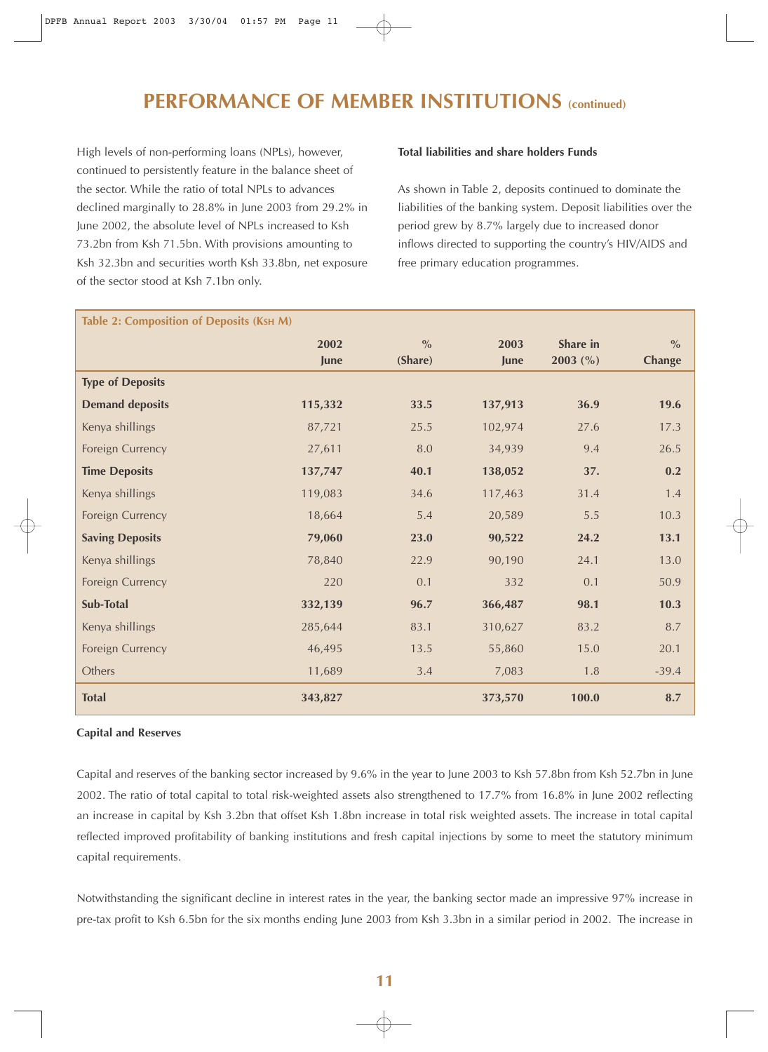# PERFORMANCE OF MEMBER INSTITUTIONS (continued)

High levels of non-performing loans (NPLs), however, continued to persistently feature in the balance sheet of the sector. While the ratio of total NPLs to advances declined marginally to 28.8% in June 2003 from 29.2% in June 2002, the absolute level of NPLs increased to Ksh 73.2bn from Ksh 71.5bn. With provisions amounting to Ksh 32.3bn and securities worth Ksh 33.8bn, net exposure of the sector stood at Ksh 7.1bn only.

**Total liabilities and share holders Funds**

As shown in Table 2, deposits continued to dominate the liabilities of the banking system. Deposit liabilities over the period grew by 8.7% largely due to increased donor inflows directed to supporting the country's HIV/AIDS and free primary education programmes.

**Table 2: Composition of Deposits (Ksh M)**

| | 2002 June | % (Share) | 2003 June | Share in 2003 (%) | % Change |
|---|---|---|---|---|---|
| **Type of Deposits** | | | | | |
| **Demand deposits** | **115,332** | **33.5** | **137,913** | **36.9** | **19.6** |
| Kenya shillings | 87,721 | 25.5 | 102,974 | 27.6 | 17.3 |
| Foreign Currency | 27,611 | 8.0 | 34,939 | 9.4 | 26.5 |
| **Time Deposits** | **137,747** | **40.1** | **138,052** | **37.** | **0.2** |
| Kenya shillings | 119,083 | 34.6 | 117,463 | 31.4 | 1.4 |
| Foreign Currency | 18,664 | 5.4 | 20,589 | 5.5 | 10.3 |
| **Saving Deposits** | **79,060** | **23.0** | **90,522** | **24.2** | **13.1** |
| Kenya shillings | 78,840 | 22.9 | 90,190 | 24.1 | 13.0 |
| Foreign Currency | 220 | 0.1 | 332 | 0.1 | 50.9 |
| **Sub-Total** | **332,139** | **96.7** | **366,487** | **98.1** | **10.3** |
| Kenya shillings | 285,644 | 83.1 | 310,627 | 83.2 | 8.7 |
| Foreign Currency | 46,495 | 13.5 | 55,860 | 15.0 | 20.1 |
| Others | 11,689 | 3.4 | 7,083 | 1.8 | -39.4 |
| **Total** | **343,827** | | **373,570** | **100.0** | **8.7** |

**Capital and Reserves**

Capital and reserves of the banking sector increased by 9.6% in the year to June 2003 to Ksh 57.8bn from Ksh 52.7bn in June 2002. The ratio of total capital to total risk-weighted assets also strengthened to 17.7% from 16.8% in June 2002 reflecting an increase in capital by Ksh 3.2bn that offset Ksh 1.8bn increase in total risk weighted assets. The increase in total capital reflected improved profitability of banking institutions and fresh capital injections by some to meet the statutory minimum capital requirements.

Notwithstanding the significant decline in interest rates in the year, the banking sector made an impressive 97% increase in pre-tax profit to Ksh 6.5bn for the six months ending June 2003 from Ksh 3.3bn in a similar period in 2002. The increase in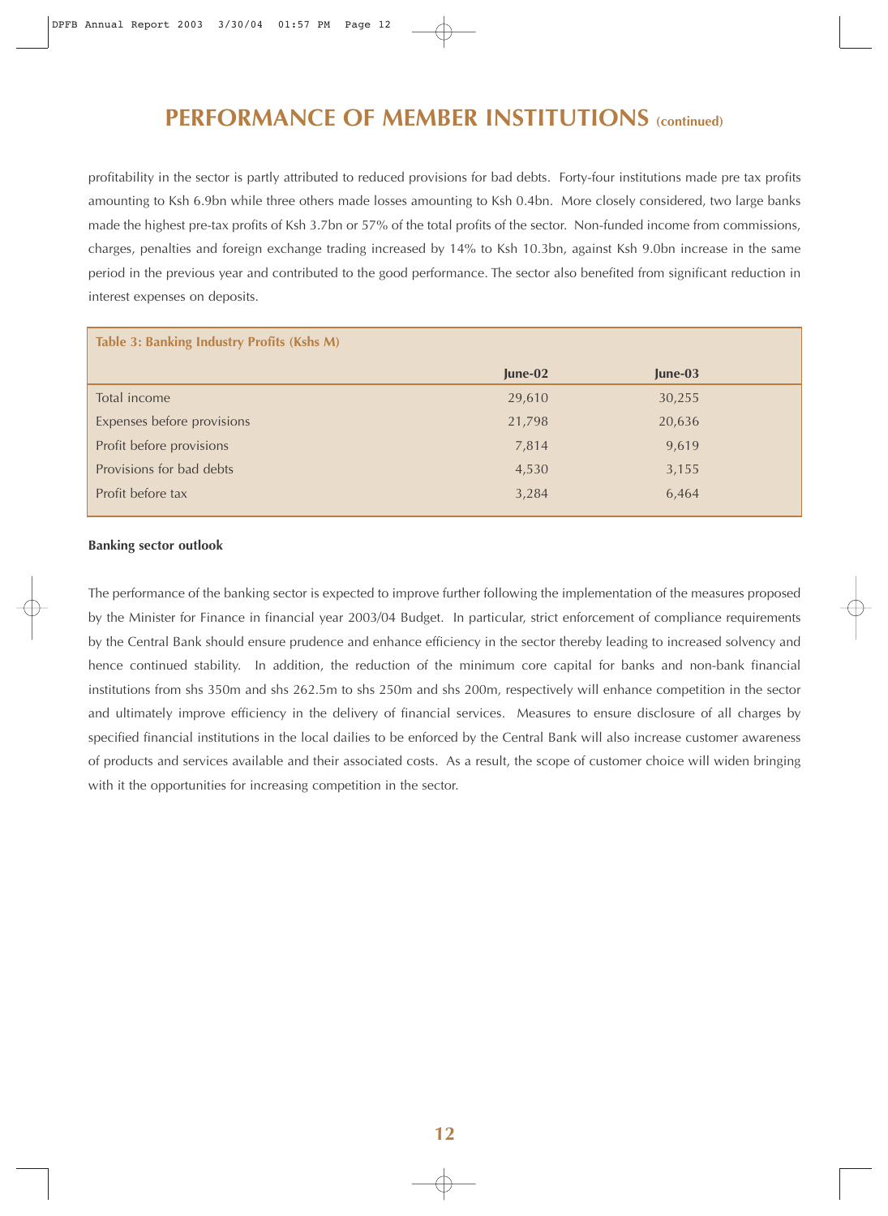# PERFORMANCE OF MEMBER INSTITUTIONS (continued)

profitability in the sector is partly attributed to reduced provisions for bad debts. Forty-four institutions made pre tax profits amounting to Ksh 6.9bn while three others made losses amounting to Ksh 0.4bn. More closely considered, two large banks made the highest pre-tax profits of Ksh 3.7bn or 57% of the total profits of the sector. Non-funded income from commissions, charges, penalties and foreign exchange trading increased by 14% to Ksh 10.3bn, against Ksh 9.0bn increase in the same period in the previous year and contributed to the good performance. The sector also benefited from significant reduction in interest expenses on deposits.

**Table 3: Banking Industry Profits (Kshs M)**

| | June-02 | June-03 |
|---|---|---|
| Total income | 29,610 | 30,255 |
| Expenses before provisions | 21,798 | 20,636 |
| Profit before provisions | 7,814 | 9,619 |
| Provisions for bad debts | 4,530 | 3,155 |
| Profit before tax | 3,284 | 6,464 |

**Banking sector outlook**

The performance of the banking sector is expected to improve further following the implementation of the measures proposed by the Minister for Finance in financial year 2003/04 Budget. In particular, strict enforcement of compliance requirements by the Central Bank should ensure prudence and enhance efficiency in the sector thereby leading to increased solvency and hence continued stability. In addition, the reduction of the minimum core capital for banks and non-bank financial institutions from shs 350m and shs 262.5m to shs 250m and shs 200m, respectively will enhance competition in the sector and ultimately improve efficiency in the delivery of financial services. Measures to ensure disclosure of all charges by specified financial institutions in the local dailies to be enforced by the Central Bank will also increase customer awareness of products and services available and their associated costs. As a result, the scope of customer choice will widen bringing with it the opportunities for increasing competition in the sector.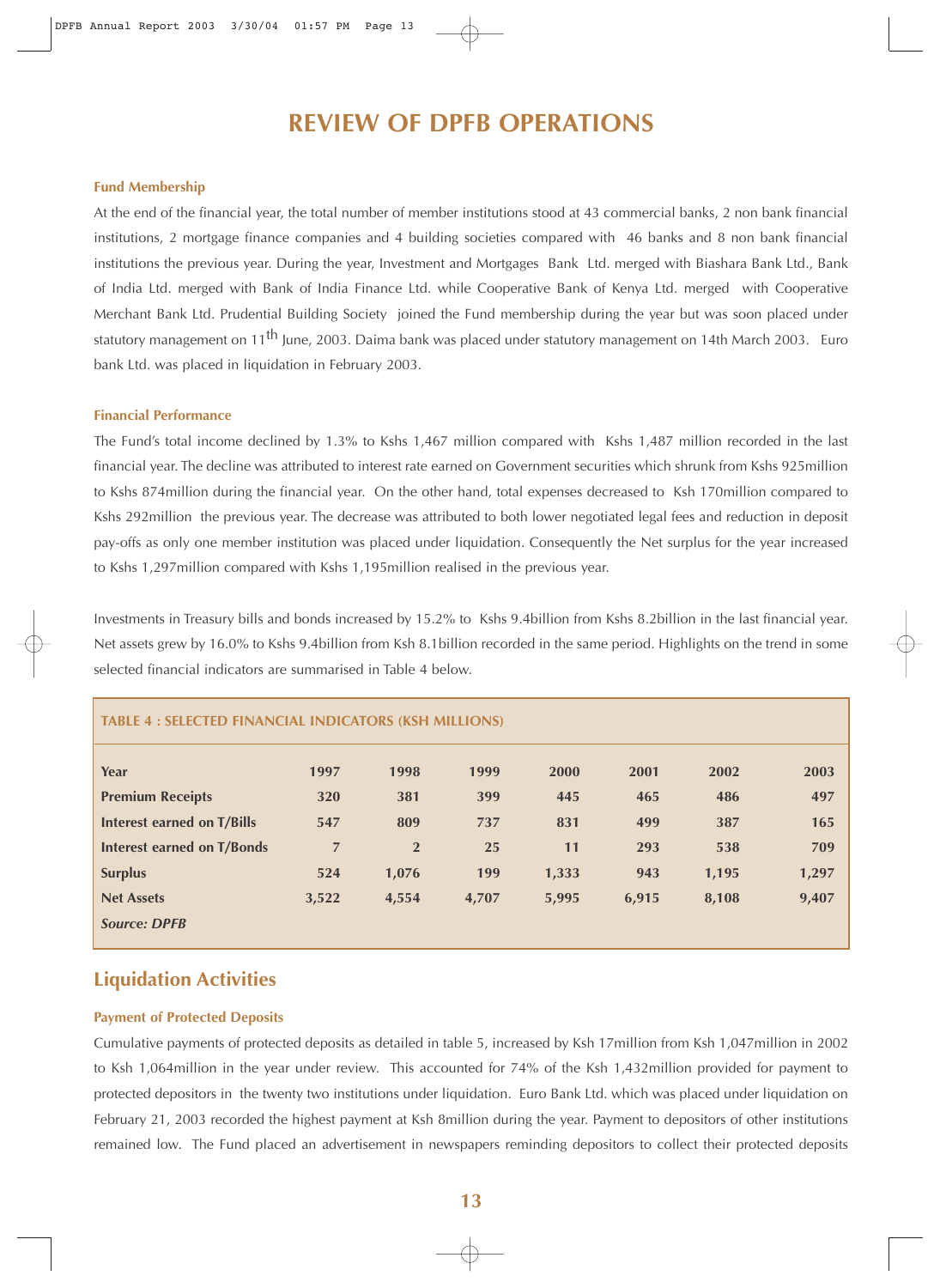# REVIEW OF DPFB OPERATIONS

### Fund Membership

At the end of the financial year, the total number of member institutions stood at 43 commercial banks, 2 non bank financial institutions, 2 mortgage finance companies and 4 building societies compared with 46 banks and 8 non bank financial institutions the previous year. During the year, Investment and Mortgages Bank Ltd. merged with Biashara Bank Ltd., Bank of India Ltd. merged with Bank of India Finance Ltd. while Cooperative Bank of Kenya Ltd. merged with Cooperative Merchant Bank Ltd. Prudential Building Society joined the Fund membership during the year but was soon placed under statutory management on 11th June, 2003. Daima bank was placed under statutory management on 14th March 2003. Euro bank Ltd. was placed in liquidation in February 2003.

### Financial Performance

The Fund's total income declined by 1.3% to Kshs 1,467 million compared with Kshs 1,487 million recorded in the last financial year. The decline was attributed to interest rate earned on Government securities which shrunk from Kshs 925million to Kshs 874million during the financial year. On the other hand, total expenses decreased to Ksh 170million compared to Kshs 292million the previous year. The decrease was attributed to both lower negotiated legal fees and reduction in deposit pay-offs as only one member institution was placed under liquidation. Consequently the Net surplus for the year increased to Kshs 1,297million compared with Kshs 1,195million realised in the previous year.

Investments in Treasury bills and bonds increased by 15.2% to Kshs 9.4billion from Kshs 8.2billion in the last financial year. Net assets grew by 16.0% to Kshs 9.4billion from Ksh 8.1billion recorded in the same period. Highlights on the trend in some selected financial indicators are summarised in Table 4 below.

**TABLE 4 : SELECTED FINANCIAL INDICATORS (KSH MILLIONS)**

| Year | 1997 | 1998 | 1999 | 2000 | 2001 | 2002 | 2003 |
|---|---|---|---|---|---|---|---|
| Premium Receipts | 320 | 381 | 399 | 445 | 465 | 486 | 497 |
| Interest earned on T/Bills | 547 | 809 | 737 | 831 | 499 | 387 | 165 |
| Interest earned on T/Bonds | 7 | 2 | 25 | 11 | 293 | 538 | 709 |
| Surplus | 524 | 1,076 | 199 | 1,333 | 943 | 1,195 | 1,297 |
| Net Assets | 3,522 | 4,554 | 4,707 | 5,995 | 6,915 | 8,108 | 9,407 |

*Source: DPFB*

## Liquidation Activities

### Payment of Protected Deposits

Cumulative payments of protected deposits as detailed in table 5, increased by Ksh 17million from Ksh 1,047million in 2002 to Ksh 1,064million in the year under review. This accounted for 74% of the Ksh 1,432million provided for payment to protected depositors in the twenty two institutions under liquidation. Euro Bank Ltd. which was placed under liquidation on February 21, 2003 recorded the highest payment at Ksh 8million during the year. Payment to depositors of other institutions remained low. The Fund placed an advertisement in newspapers reminding depositors to collect their protected deposits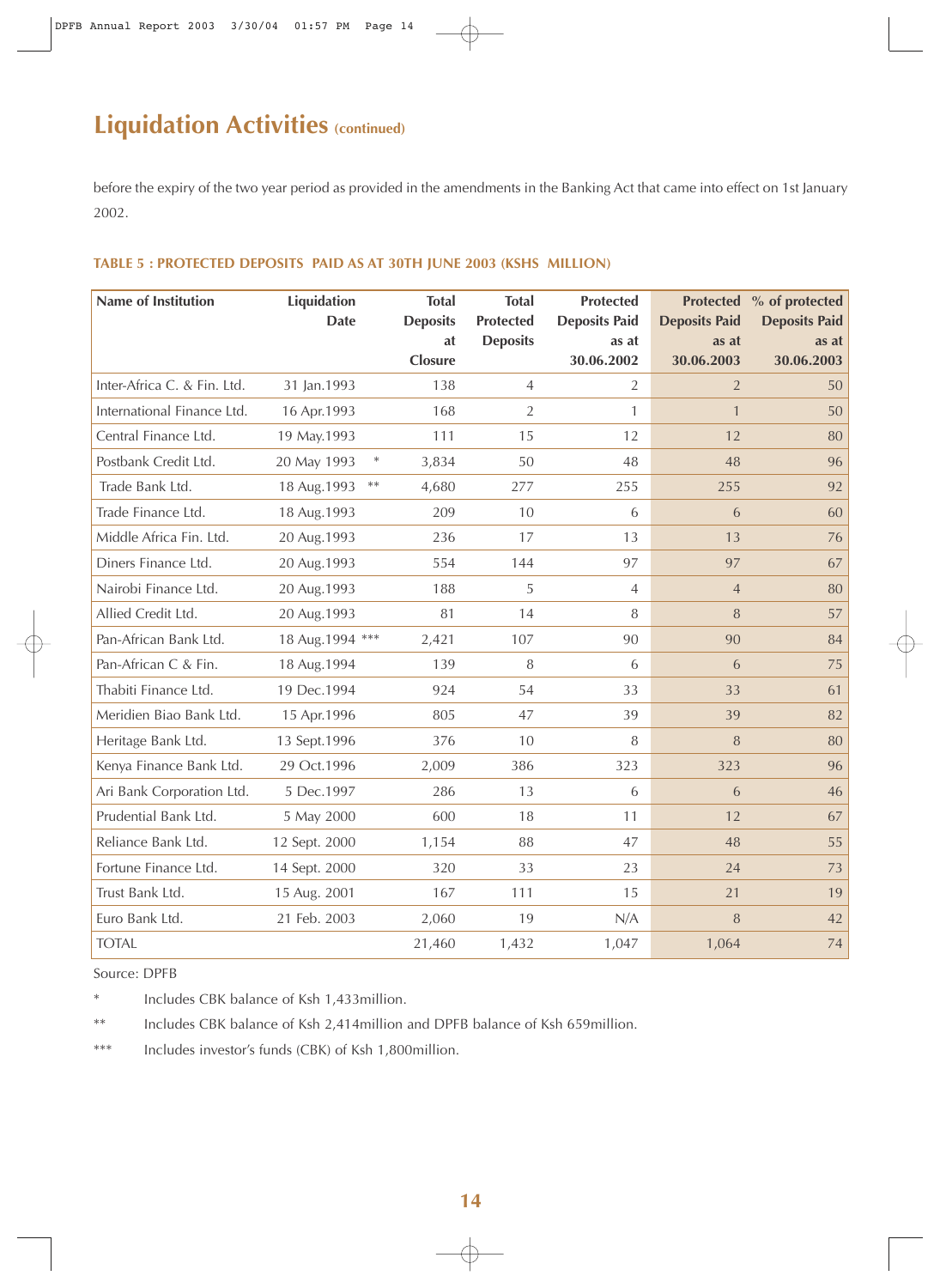## Liquidation Activities (continued)

before the expiry of the two year period as provided in the amendments in the Banking Act that came into effect on 1st January 2002.

**TABLE 5 : PROTECTED DEPOSITS PAID AS AT 30TH JUNE 2003 (KSHS MILLION)**

| Name of Institution | Liquidation Date | Total Deposits at Closure | Total Protected Deposits | Protected Deposits Paid as at 30.06.2002 | Protected Deposits Paid as at 30.06.2003 | % of protected Deposits Paid as at 30.06.2003 |
|---|---|---|---|---|---|---|
| Inter-Africa C. & Fin. Ltd. | 31 Jan.1993 | 138 | 4 | 2 | 2 | 50 |
| International Finance Ltd. | 16 Apr.1993 | 168 | 2 | 1 | 1 | 50 |
| Central Finance Ltd. | 19 May.1993 | 111 | 15 | 12 | 12 | 80 |
| Postbank Credit Ltd. | 20 May 1993 * | 3,834 | 50 | 48 | 48 | 96 |
| Trade Bank Ltd. | 18 Aug.1993 ** | 4,680 | 277 | 255 | 255 | 92 |
| Trade Finance Ltd. | 18 Aug.1993 | 209 | 10 | 6 | 6 | 60 |
| Middle Africa Fin. Ltd. | 20 Aug.1993 | 236 | 17 | 13 | 13 | 76 |
| Diners Finance Ltd. | 20 Aug.1993 | 554 | 144 | 97 | 97 | 67 |
| Nairobi Finance Ltd. | 20 Aug.1993 | 188 | 5 | 4 | 4 | 80 |
| Allied Credit Ltd. | 20 Aug.1993 | 81 | 14 | 8 | 8 | 57 |
| Pan-African Bank Ltd. | 18 Aug.1994 *** | 2,421 | 107 | 90 | 90 | 84 |
| Pan-African C & Fin. | 18 Aug.1994 | 139 | 8 | 6 | 6 | 75 |
| Thabiti Finance Ltd. | 19 Dec.1994 | 924 | 54 | 33 | 33 | 61 |
| Meridien Biao Bank Ltd. | 15 Apr.1996 | 805 | 47 | 39 | 39 | 82 |
| Heritage Bank Ltd. | 13 Sept.1996 | 376 | 10 | 8 | 8 | 80 |
| Kenya Finance Bank Ltd. | 29 Oct.1996 | 2,009 | 386 | 323 | 323 | 96 |
| Ari Bank Corporation Ltd. | 5 Dec.1997 | 286 | 13 | 6 | 6 | 46 |
| Prudential Bank Ltd. | 5 May 2000 | 600 | 18 | 11 | 12 | 67 |
| Reliance Bank Ltd. | 12 Sept. 2000 | 1,154 | 88 | 47 | 48 | 55 |
| Fortune Finance Ltd. | 14 Sept. 2000 | 320 | 33 | 23 | 24 | 73 |
| Trust Bank Ltd. | 15 Aug. 2001 | 167 | 111 | 15 | 21 | 19 |
| Euro Bank Ltd. | 21 Feb. 2003 | 2,060 | 19 | N/A | 8 | 42 |
| TOTAL | | 21,460 | 1,432 | 1,047 | 1,064 | 74 |

Source: DPFB

* Includes CBK balance of Ksh 1,433million.

** Includes CBK balance of Ksh 2,414million and DPFB balance of Ksh 659million.

*** Includes investor's funds (CBK) of Ksh 1,800million.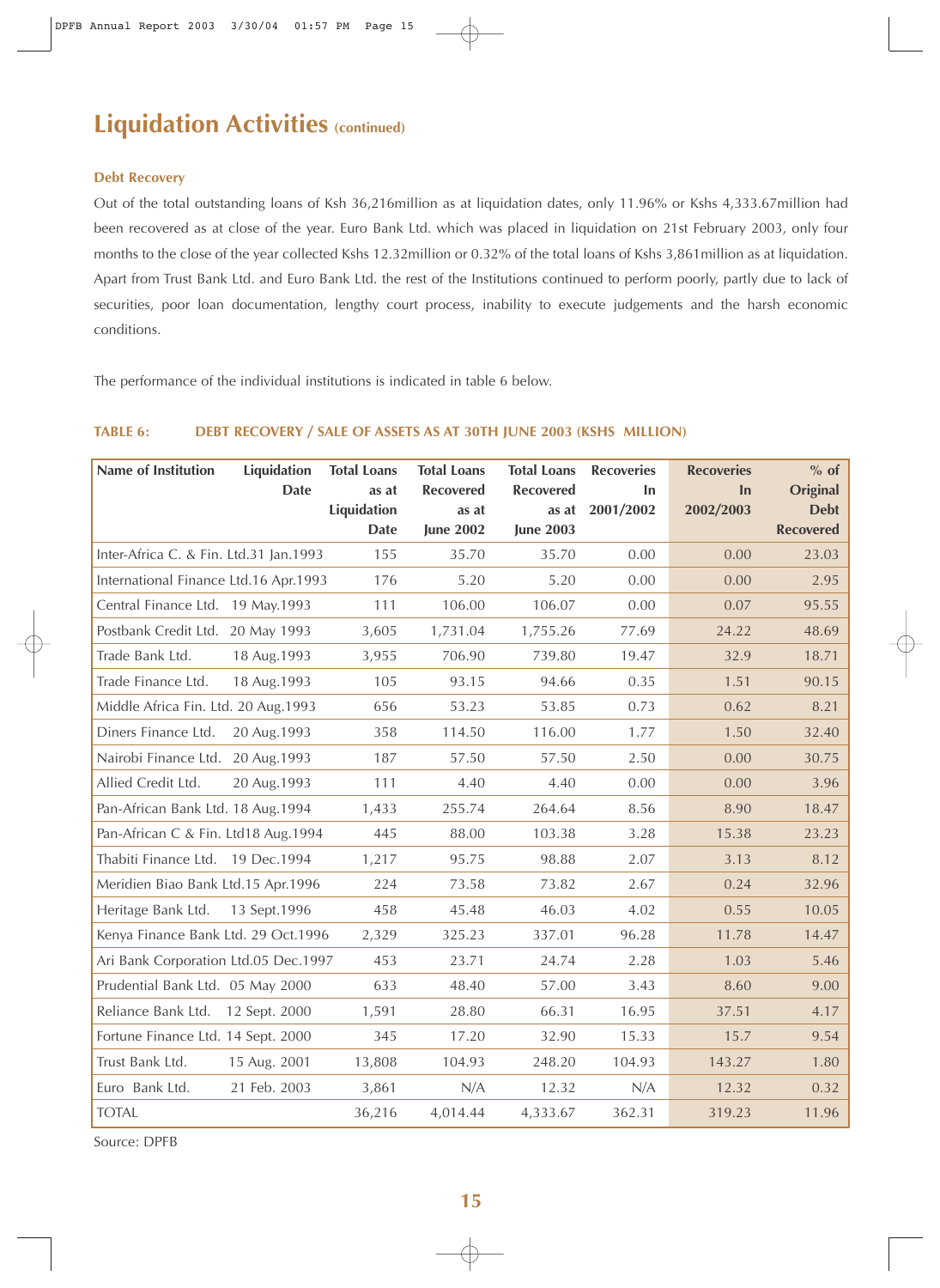# Liquidation Activities (continued)

### Debt Recovery

Out of the total outstanding loans of Ksh 36,216million as at liquidation dates, only 11.96% or Kshs 4,333.67million had been recovered as at close of the year. Euro Bank Ltd. which was placed in liquidation on 21st February 2003, only four months to the close of the year collected Kshs 12.32million or 0.32% of the total loans of Kshs 3,861million as at liquidation. Apart from Trust Bank Ltd. and Euro Bank Ltd. the rest of the Institutions continued to perform poorly, partly due to lack of securities, poor loan documentation, lengthy court process, inability to execute judgements and the harsh economic conditions.

The performance of the individual institutions is indicated in table 6 below.

**TABLE 6: DEBT RECOVERY / SALE OF ASSETS AS AT 30TH JUNE 2003 (KSHS MILLION)**

| Name of Institution | Liquidation Date | Total Loans as at Liquidation Date | Total Loans Recovered as at June 2002 | Total Loans Recovered as at June 2003 | Recoveries In 2001/2002 | Recoveries In 2002/2003 | % of Original Debt Recovered |
|---|---|---|---|---|---|---|---|
| Inter-Africa C. & Fin. Ltd. | 31 Jan.1993 | 155 | 35.70 | 35.70 | 0.00 | 0.00 | 23.03 |
| International Finance Ltd. | 16 Apr.1993 | 176 | 5.20 | 5.20 | 0.00 | 0.00 | 2.95 |
| Central Finance Ltd. | 19 May.1993 | 111 | 106.00 | 106.07 | 0.00 | 0.07 | 95.55 |
| Postbank Credit Ltd. | 20 May 1993 | 3,605 | 1,731.04 | 1,755.26 | 77.69 | 24.22 | 48.69 |
| Trade Bank Ltd. | 18 Aug.1993 | 3,955 | 706.90 | 739.80 | 19.47 | 32.9 | 18.71 |
| Trade Finance Ltd. | 18 Aug.1993 | 105 | 93.15 | 94.66 | 0.35 | 1.51 | 90.15 |
| Middle Africa Fin. Ltd. | 20 Aug.1993 | 656 | 53.23 | 53.85 | 0.73 | 0.62 | 8.21 |
| Diners Finance Ltd. | 20 Aug.1993 | 358 | 114.50 | 116.00 | 1.77 | 1.50 | 32.40 |
| Nairobi Finance Ltd. | 20 Aug.1993 | 187 | 57.50 | 57.50 | 2.50 | 0.00 | 30.75 |
| Allied Credit Ltd. | 20 Aug.1993 | 111 | 4.40 | 4.40 | 0.00 | 0.00 | 3.96 |
| Pan-African Bank Ltd. | 18 Aug.1994 | 1,433 | 255.74 | 264.64 | 8.56 | 8.90 | 18.47 |
| Pan-African C & Fin. Ltd | 18 Aug.1994 | 445 | 88.00 | 103.38 | 3.28 | 15.38 | 23.23 |
| Thabiti Finance Ltd. | 19 Dec.1994 | 1,217 | 95.75 | 98.88 | 2.07 | 3.13 | 8.12 |
| Meridien Biao Bank Ltd. | 15 Apr.1996 | 224 | 73.58 | 73.82 | 2.67 | 0.24 | 32.96 |
| Heritage Bank Ltd. | 13 Sept.1996 | 458 | 45.48 | 46.03 | 4.02 | 0.55 | 10.05 |
| Kenya Finance Bank Ltd. | 29 Oct.1996 | 2,329 | 325.23 | 337.01 | 96.28 | 11.78 | 14.47 |
| Ari Bank Corporation Ltd. | 05 Dec.1997 | 453 | 23.71 | 24.74 | 2.28 | 1.03 | 5.46 |
| Prudential Bank Ltd. | 05 May 2000 | 633 | 48.40 | 57.00 | 3.43 | 8.60 | 9.00 |
| Reliance Bank Ltd. | 12 Sept. 2000 | 1,591 | 28.80 | 66.31 | 16.95 | 37.51 | 4.17 |
| Fortune Finance Ltd. | 14 Sept. 2000 | 345 | 17.20 | 32.90 | 15.33 | 15.7 | 9.54 |
| Trust Bank Ltd. | 15 Aug. 2001 | 13,808 | 104.93 | 248.20 | 104.93 | 143.27 | 1.80 |
| Euro Bank Ltd. | 21 Feb. 2003 | 3,861 | N/A | 12.32 | N/A | 12.32 | 0.32 |
| TOTAL | | 36,216 | 4,014.44 | 4,333.67 | 362.31 | 319.23 | 11.96 |

Source: DPFB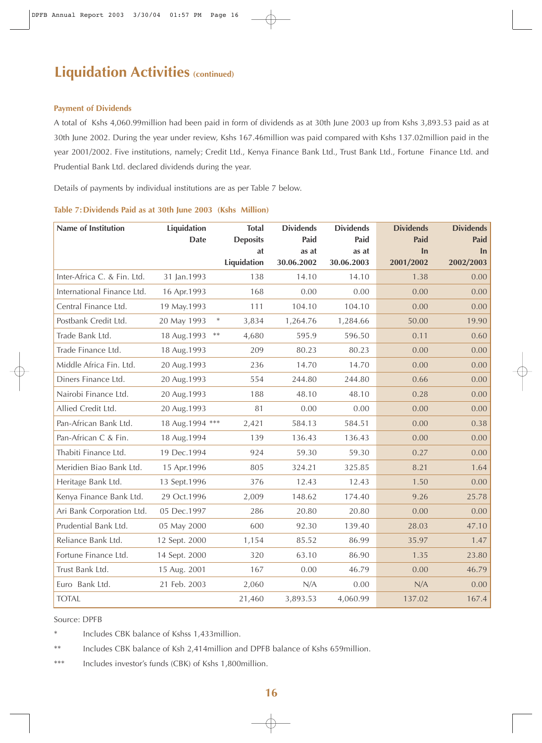## Liquidation Activities (continued)

### Payment of Dividends

A total of Kshs 4,060.99million had been paid in form of dividends as at 30th June 2003 up from Kshs 3,893.53 paid as at 30th June 2002. During the year under review, Kshs 167.46million was paid compared with Kshs 137.02million paid in the year 2001/2002. Five institutions, namely; Credit Ltd., Kenya Finance Bank Ltd., Trust Bank Ltd., Fortune Finance Ltd. and Prudential Bank Ltd. declared dividends during the year.

Details of payments by individual institutions are as per Table 7 below.

**Table 7: Dividends Paid as at 30th June 2003 (Kshs Million)**

| Name of Institution | Liquidation Date | Total Deposits at Liquidation | Dividends Paid as at 30.06.2002 | Dividends Paid as at 30.06.2003 | Dividends Paid In 2001/2002 | Dividends Paid In 2002/2003 |
|---|---|---|---|---|---|---|
| Inter-Africa C. & Fin. Ltd. | 31 Jan.1993 | 138 | 14.10 | 14.10 | 1.38 | 0.00 |
| International Finance Ltd. | 16 Apr.1993 | 168 | 0.00 | 0.00 | 0.00 | 0.00 |
| Central Finance Ltd. | 19 May.1993 | 111 | 104.10 | 104.10 | 0.00 | 0.00 |
| Postbank Credit Ltd. | 20 May 1993 * | 3,834 | 1,264.76 | 1,284.66 | 50.00 | 19.90 |
| Trade Bank Ltd. | 18 Aug.1993 ** | 4,680 | 595.9 | 596.50 | 0.11 | 0.60 |
| Trade Finance Ltd. | 18 Aug.1993 | 209 | 80.23 | 80.23 | 0.00 | 0.00 |
| Middle Africa Fin. Ltd. | 20 Aug.1993 | 236 | 14.70 | 14.70 | 0.00 | 0.00 |
| Diners Finance Ltd. | 20 Aug.1993 | 554 | 244.80 | 244.80 | 0.66 | 0.00 |
| Nairobi Finance Ltd. | 20 Aug.1993 | 188 | 48.10 | 48.10 | 0.28 | 0.00 |
| Allied Credit Ltd. | 20 Aug.1993 | 81 | 0.00 | 0.00 | 0.00 | 0.00 |
| Pan-African Bank Ltd. | 18 Aug.1994 *** | 2,421 | 584.13 | 584.51 | 0.00 | 0.38 |
| Pan-African C & Fin. | 18 Aug.1994 | 139 | 136.43 | 136.43 | 0.00 | 0.00 |
| Thabiti Finance Ltd. | 19 Dec.1994 | 924 | 59.30 | 59.30 | 0.27 | 0.00 |
| Meridien Biao Bank Ltd. | 15 Apr.1996 | 805 | 324.21 | 325.85 | 8.21 | 1.64 |
| Heritage Bank Ltd. | 13 Sept.1996 | 376 | 12.43 | 12.43 | 1.50 | 0.00 |
| Kenya Finance Bank Ltd. | 29 Oct.1996 | 2,009 | 148.62 | 174.40 | 9.26 | 25.78 |
| Ari Bank Corporation Ltd. | 05 Dec.1997 | 286 | 20.80 | 20.80 | 0.00 | 0.00 |
| Prudential Bank Ltd. | 05 May 2000 | 600 | 92.30 | 139.40 | 28.03 | 47.10 |
| Reliance Bank Ltd. | 12 Sept. 2000 | 1,154 | 85.52 | 86.99 | 35.97 | 1.47 |
| Fortune Finance Ltd. | 14 Sept. 2000 | 320 | 63.10 | 86.90 | 1.35 | 23.80 |
| Trust Bank Ltd. | 15 Aug. 2001 | 167 | 0.00 | 46.79 | 0.00 | 46.79 |
| Euro Bank Ltd. | 21 Feb. 2003 | 2,060 | N/A | 0.00 | N/A | 0.00 |
| TOTAL | | 21,460 | 3,893.53 | 4,060.99 | 137.02 | 167.4 |

Source: DPFB

\* Includes CBK balance of Kshss 1,433million.

\*\* Includes CBK balance of Ksh 2,414million and DPFB balance of Kshs 659million.

\*\*\* Includes investor's funds (CBK) of Kshs 1,800million.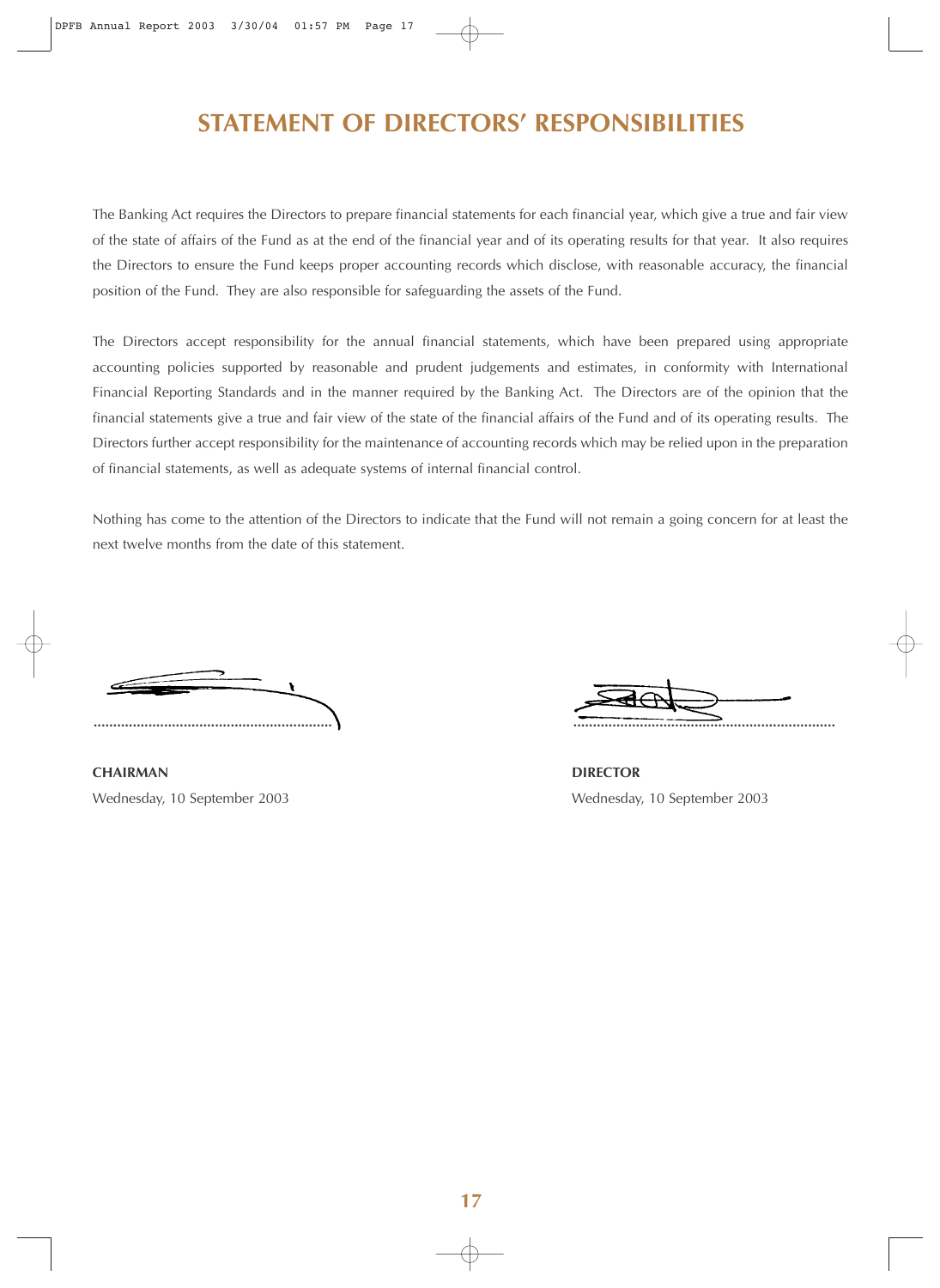# STATEMENT OF DIRECTORS' RESPONSIBILITIES

The Banking Act requires the Directors to prepare financial statements for each financial year, which give a true and fair view of the state of affairs of the Fund as at the end of the financial year and of its operating results for that year. It also requires the Directors to ensure the Fund keeps proper accounting records which disclose, with reasonable accuracy, the financial position of the Fund. They are also responsible for safeguarding the assets of the Fund.

The Directors accept responsibility for the annual financial statements, which have been prepared using appropriate accounting policies supported by reasonable and prudent judgements and estimates, in conformity with International Financial Reporting Standards and in the manner required by the Banking Act. The Directors are of the opinion that the financial statements give a true and fair view of the state of the financial affairs of the Fund and of its operating results. The Directors further accept responsibility for the maintenance of accounting records which may be relied upon in the preparation of financial statements, as well as adequate systems of internal financial control.

Nothing has come to the attention of the Directors to indicate that the Fund will not remain a going concern for at least the next twelve months from the date of this statement.

..........................................................

**CHAIRMAN**
Wednesday, 10 September 2003

..........................................................

**DIRECTOR**
Wednesday, 10 September 2003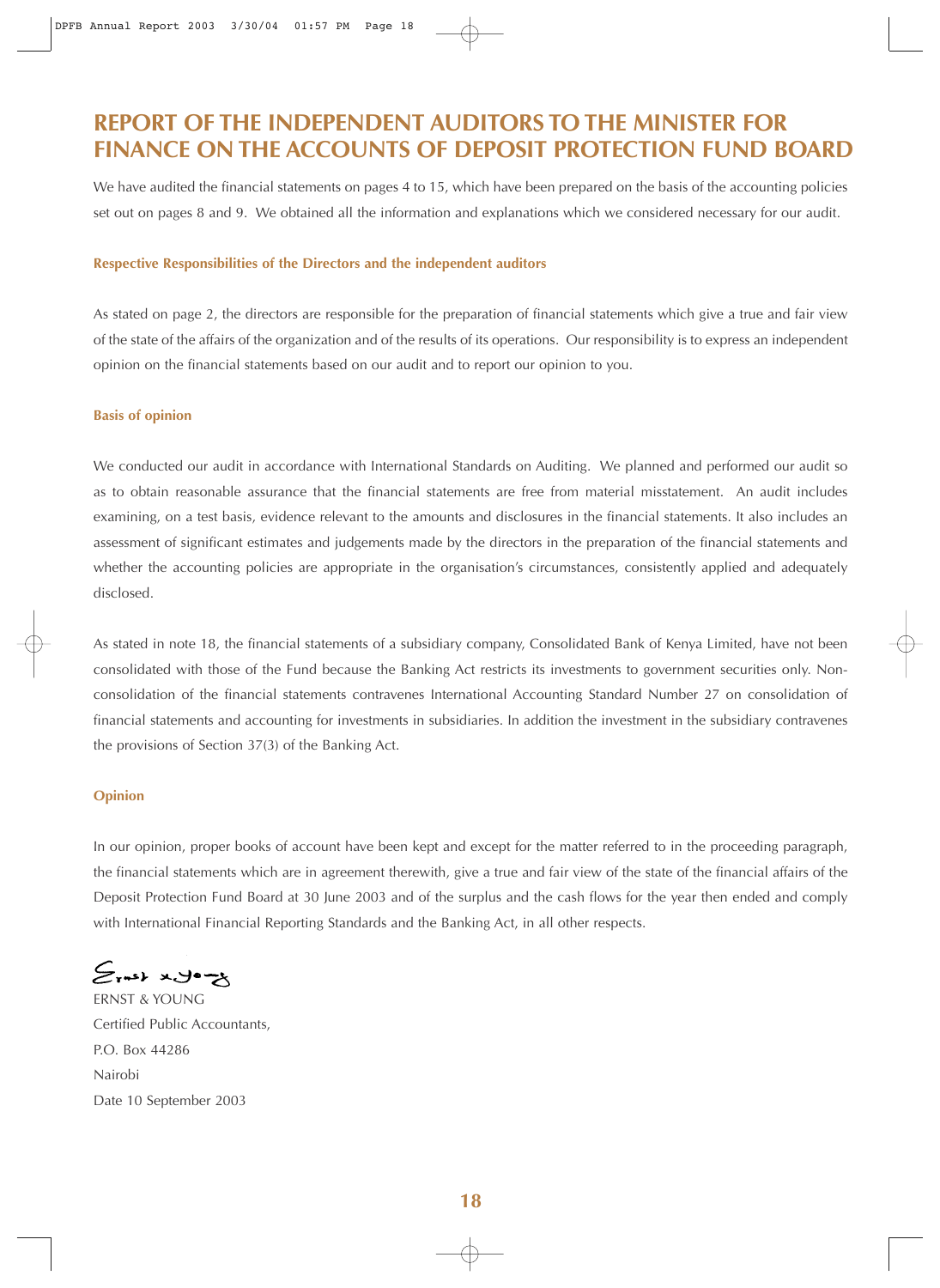# REPORT OF THE INDEPENDENT AUDITORS TO THE MINISTER FOR FINANCE ON THE ACCOUNTS OF DEPOSIT PROTECTION FUND BOARD

We have audited the financial statements on pages 4 to 15, which have been prepared on the basis of the accounting policies set out on pages 8 and 9. We obtained all the information and explanations which we considered necessary for our audit.

### Respective Responsibilities of the Directors and the independent auditors

As stated on page 2, the directors are responsible for the preparation of financial statements which give a true and fair view of the state of the affairs of the organization and of the results of its operations. Our responsibility is to express an independent opinion on the financial statements based on our audit and to report our opinion to you.

### Basis of opinion

We conducted our audit in accordance with International Standards on Auditing. We planned and performed our audit so as to obtain reasonable assurance that the financial statements are free from material misstatement. An audit includes examining, on a test basis, evidence relevant to the amounts and disclosures in the financial statements. It also includes an assessment of significant estimates and judgements made by the directors in the preparation of the financial statements and whether the accounting policies are appropriate in the organisation's circumstances, consistently applied and adequately disclosed.

As stated in note 18, the financial statements of a subsidiary company, Consolidated Bank of Kenya Limited, have not been consolidated with those of the Fund because the Banking Act restricts its investments to government securities only. Non-consolidation of the financial statements contravenes International Accounting Standard Number 27 on consolidation of financial statements and accounting for investments in subsidiaries. In addition the investment in the subsidiary contravenes the provisions of Section 37(3) of the Banking Act.

### Opinion

In our opinion, proper books of account have been kept and except for the matter referred to in the proceeding paragraph, the financial statements which are in agreement therewith, give a true and fair view of the state of the financial affairs of the Deposit Protection Fund Board at 30 June 2003 and of the surplus and the cash flows for the year then ended and comply with International Financial Reporting Standards and the Banking Act, in all other respects.

Ernst & Young

ERNST & YOUNG  
Certified Public Accountants,  
P.O. Box 44286  
Nairobi  
Date 10 September 2003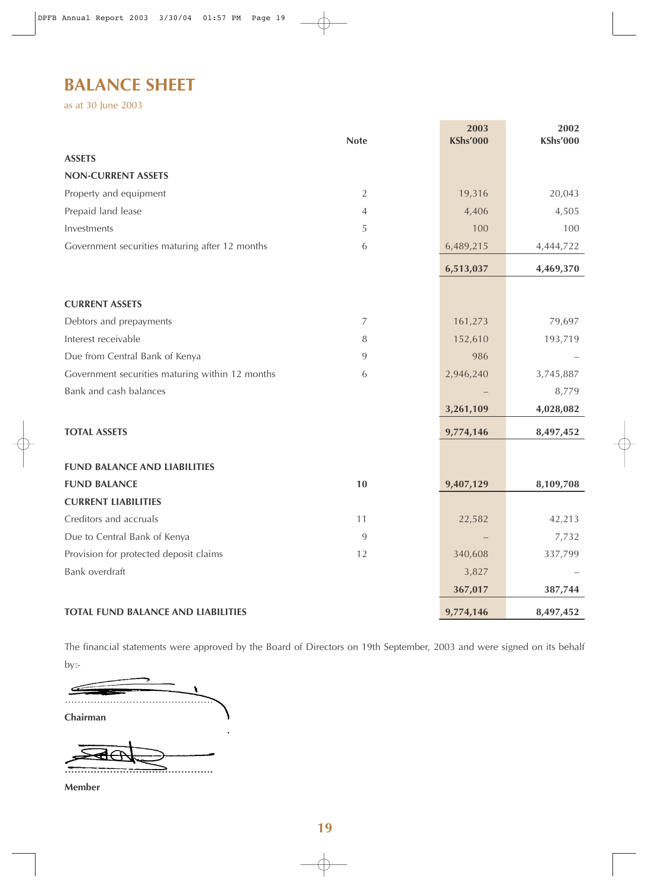# BALANCE SHEET

as at 30 June 2003

| | Note | 2003 KShs'000 | 2002 KShs'000 |
|---|---|---|---|
| **ASSETS** | | | |
| **NON-CURRENT ASSETS** | | | |
| Property and equipment | 2 | 19,316 | 20,043 |
| Prepaid land lease | 4 | 4,406 | 4,505 |
| Investments | 5 | 100 | 100 |
| Government securities maturing after 12 months | 6 | 6,489,215 | 4,444,722 |
| | | **6,513,037** | **4,469,370** |
| **CURRENT ASSETS** | | | |
| Debtors and prepayments | 7 | 161,273 | 79,697 |
| Interest receivable | 8 | 152,610 | 193,719 |
| Due from Central Bank of Kenya | 9 | 986 | – |
| Government securities maturing within 12 months | 6 | 2,946,240 | 3,745,887 |
| Bank and cash balances | | – | 8,779 |
| | | **3,261,109** | **4,028,082** |
| **TOTAL ASSETS** | | **9,774,146** | **8,497,452** |
| **FUND BALANCE AND LIABILITIES** | | | |
| **FUND BALANCE** | **10** | **9,407,129** | **8,109,708** |
| **CURRENT LIABILITIES** | | | |
| Creditors and accruals | 11 | 22,582 | 42,213 |
| Due to Central Bank of Kenya | 9 | – | 7,732 |
| Provision for protected deposit claims | 12 | 340,608 | 337,799 |
| Bank overdraft | | 3,827 | – |
| | | **367,017** | **387,744** |
| **TOTAL FUND BALANCE AND LIABILITIES** | | **9,774,146** | **8,497,452** |

The financial statements were approved by the Board of Directors on 19th September, 2003 and were signed on its behalf by:-

…………………………………………

**Chairman**

…………………………………………

**Member**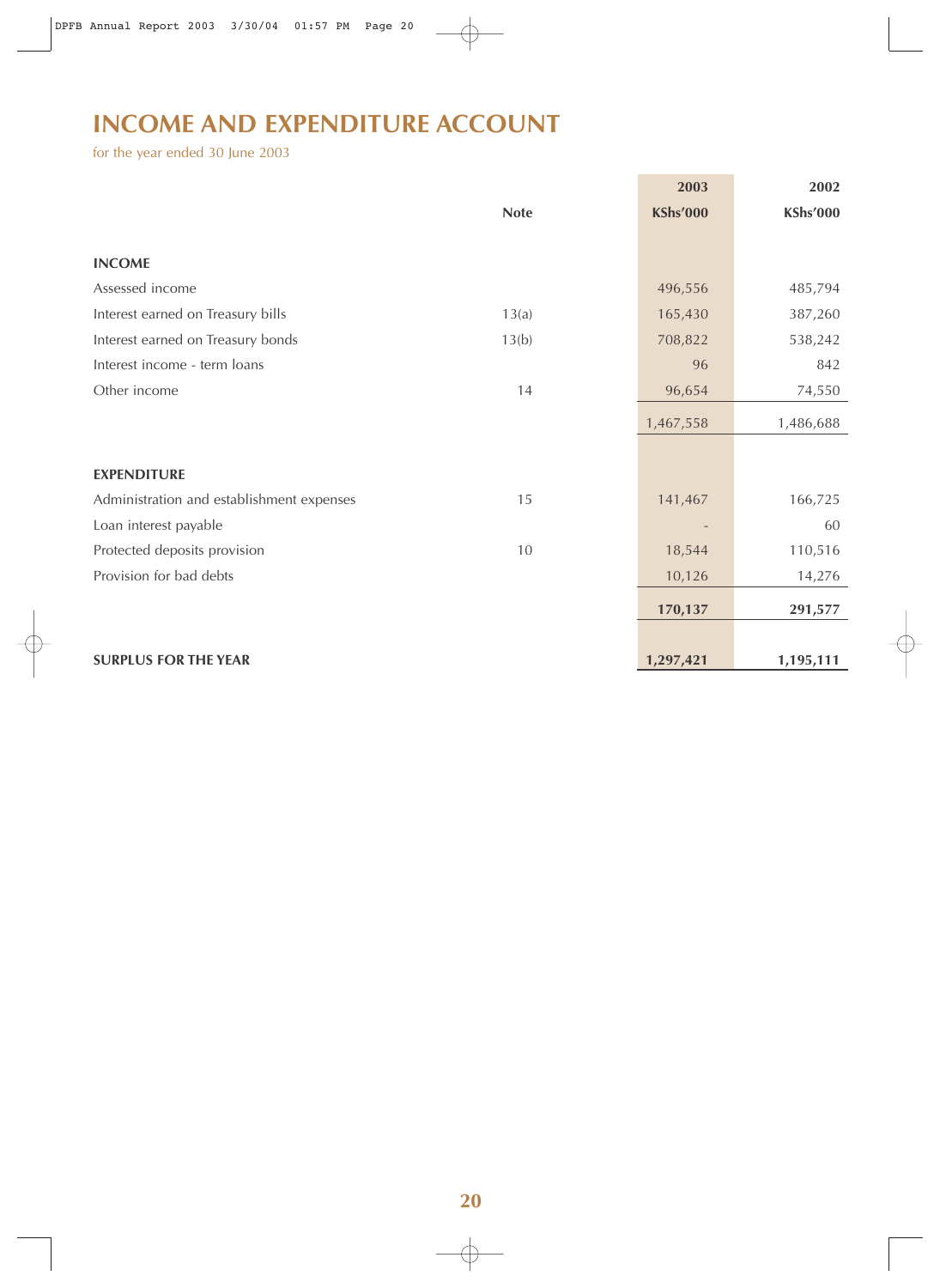# INCOME AND EXPENDITURE ACCOUNT

for the year ended 30 June 2003

| | Note | 2003 KShs'000 | 2002 KShs'000 |
|---|---|---|---|
| **INCOME** | | | |
| Assessed income | | 496,556 | 485,794 |
| Interest earned on Treasury bills | 13(a) | 165,430 | 387,260 |
| Interest earned on Treasury bonds | 13(b) | 708,822 | 538,242 |
| Interest income - term loans | | 96 | 842 |
| Other income | 14 | 96,654 | 74,550 |
| | | 1,467,558 | 1,486,688 |
| **EXPENDITURE** | | | |
| Administration and establishment expenses | 15 | 141,467 | 166,725 |
| Loan interest payable | | - | 60 |
| Protected deposits provision | 10 | 18,544 | 110,516 |
| Provision for bad debts | | 10,126 | 14,276 |
| | | **170,137** | **291,577** |
| **SURPLUS FOR THE YEAR** | | **1,297,421** | **1,195,111** |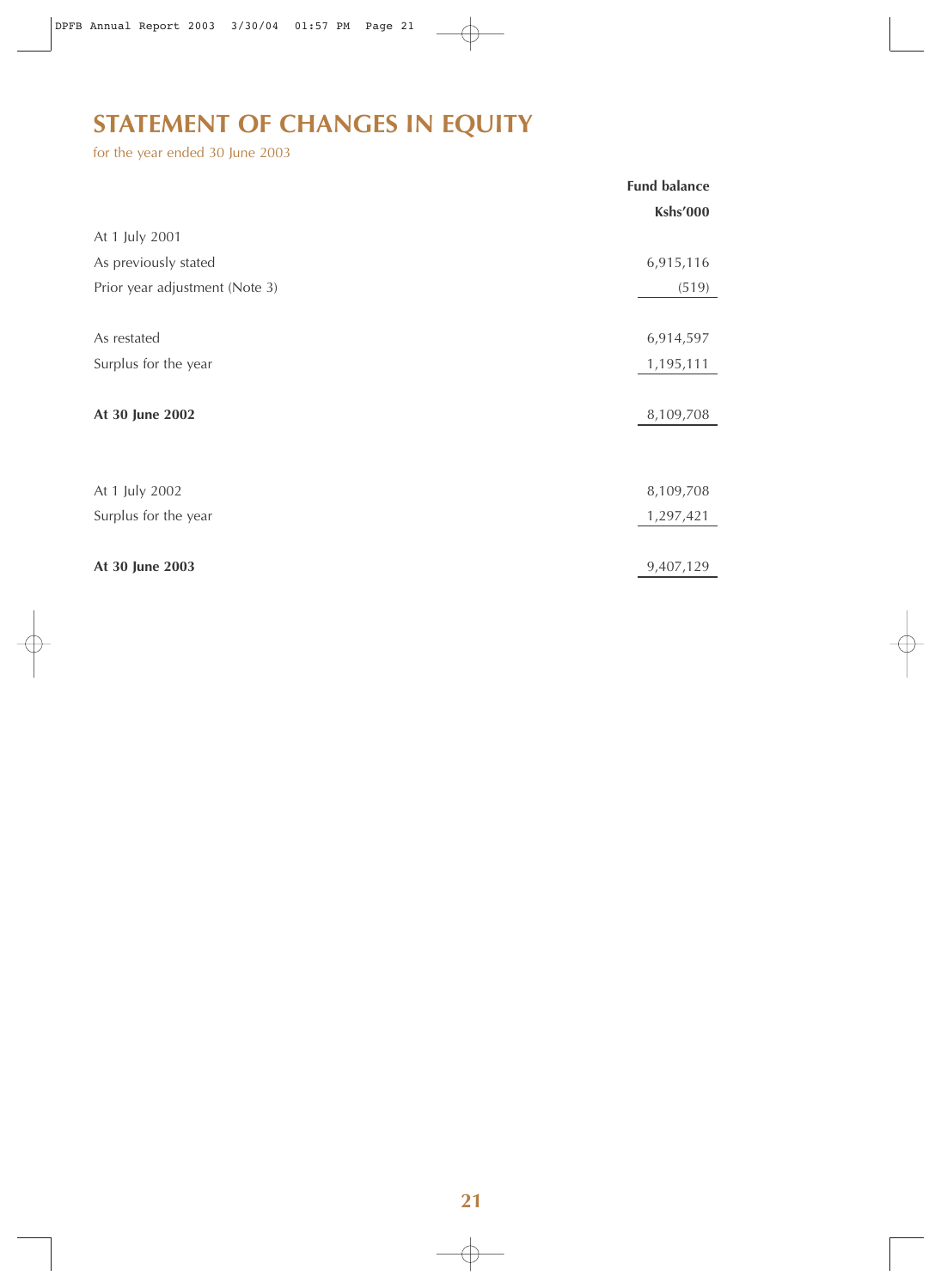# STATEMENT OF CHANGES IN EQUITY

for the year ended 30 June 2003

| | Fund balance<br>Kshs'000 |
|---|---|
| At 1 July 2001 | |
| As previously stated | 6,915,116 |
| Prior year adjustment (Note 3) | (519) |
| As restated | 6,914,597 |
| Surplus for the year | 1,195,111 |
| **At 30 June 2002** | 8,109,708 |
| At 1 July 2002 | 8,109,708 |
| Surplus for the year | 1,297,421 |
| **At 30 June 2003** | 9,407,129 |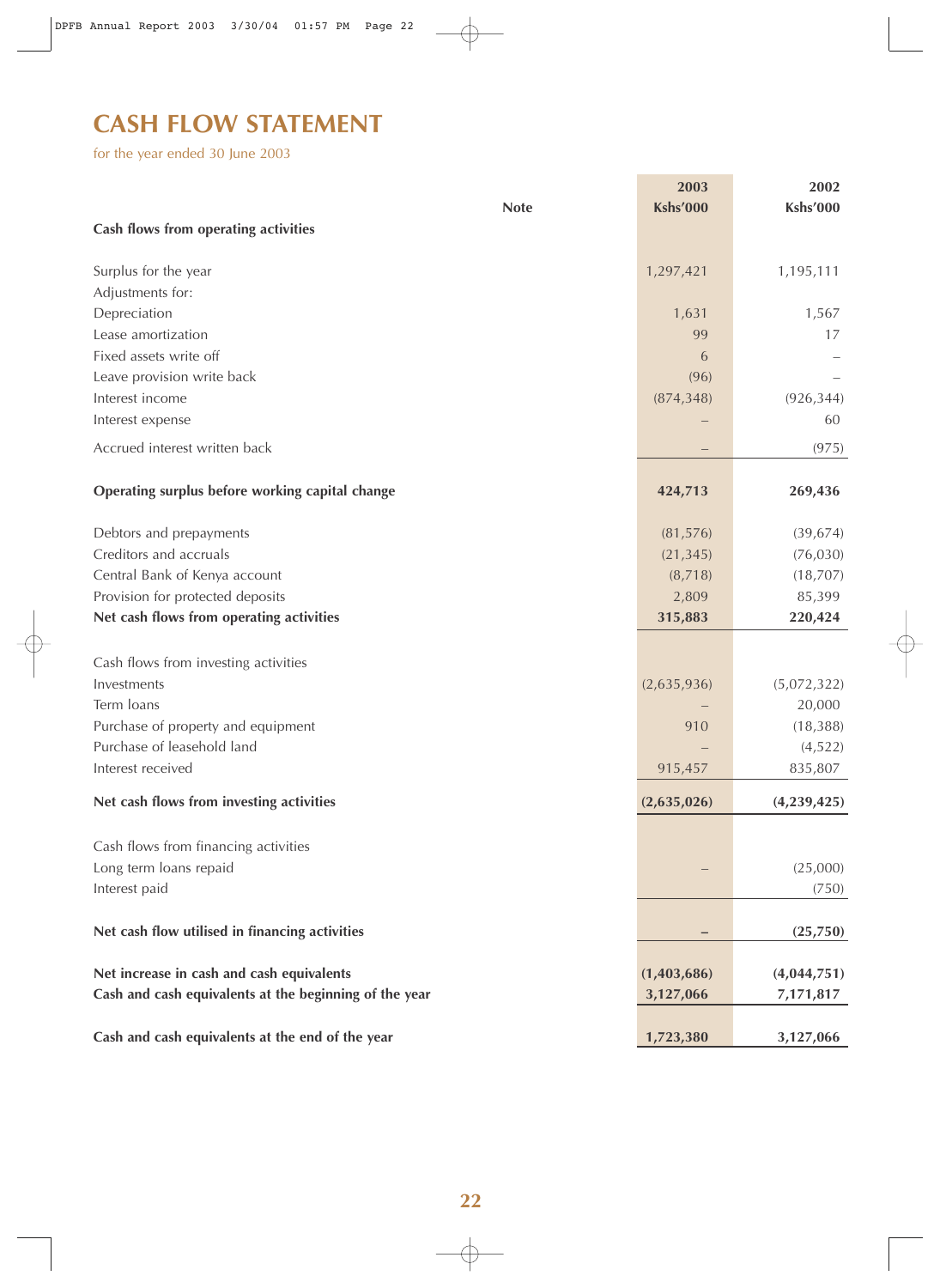# CASH FLOW STATEMENT

for the year ended 30 June 2003

| | Note | 2003 Kshs'000 | 2002 Kshs'000 |
|---|---|---|---|
| **Cash flows from operating activities** | | | |
| Surplus for the year | | 1,297,421 | 1,195,111 |
| Adjustments for: | | | |
| Depreciation | | 1,631 | 1,567 |
| Lease amortization | | 99 | 17 |
| Fixed assets write off | | 6 | – |
| Leave provision write back | | (96) | – |
| Interest income | | (874,348) | (926,344) |
| Interest expense | | – | 60 |
| Accrued interest written back | | – | (975) |
| **Operating surplus before working capital change** | | **424,713** | **269,436** |
| Debtors and prepayments | | (81,576) | (39,674) |
| Creditors and accruals | | (21,345) | (76,030) |
| Central Bank of Kenya account | | (8,718) | (18,707) |
| Provision for protected deposits | | 2,809 | 85,399 |
| **Net cash flows from operating activities** | | **315,883** | **220,424** |
| Cash flows from investing activities | | | |
| Investments | | (2,635,936) | (5,072,322) |
| Term loans | | – | 20,000 |
| Purchase of property and equipment | | 910 | (18,388) |
| Purchase of leasehold land | | – | (4,522) |
| Interest received | | 915,457 | 835,807 |
| **Net cash flows from investing activities** | | **(2,635,026)** | **(4,239,425)** |
| Cash flows from financing activities | | | |
| Long term loans repaid | | – | (25,000) |
| Interest paid | | | (750) |
| **Net cash flow utilised in financing activities** | | **–** | **(25,750)** |
| **Net increase in cash and cash equivalents** | | **(1,403,686)** | **(4,044,751)** |
| **Cash and cash equivalents at the beginning of the year** | | **3,127,066** | **7,171,817** |
| **Cash and cash equivalents at the end of the year** | | **1,723,380** | **3,127,066** |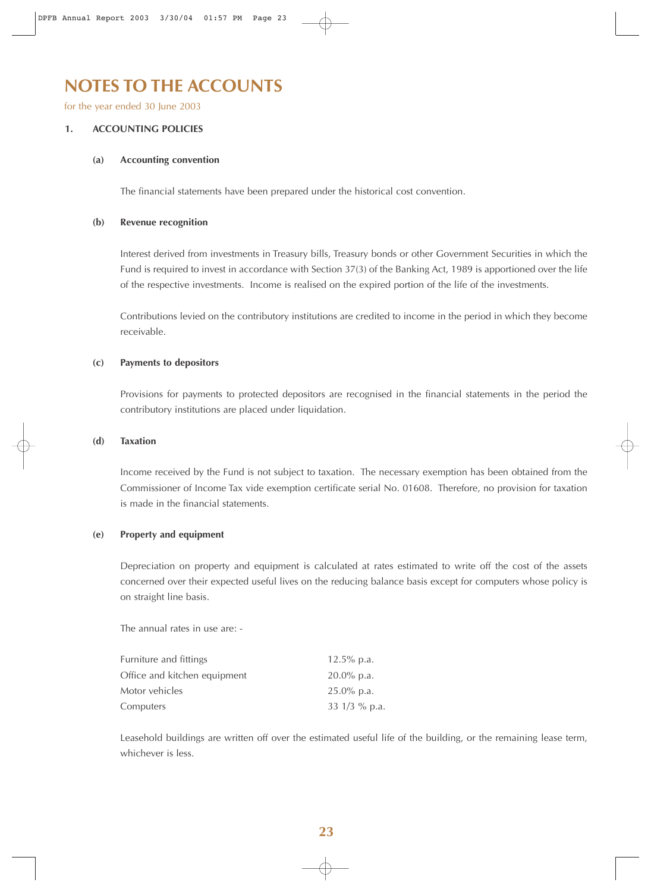# NOTES TO THE ACCOUNTS

for the year ended 30 June 2003

**1. ACCOUNTING POLICIES**

**(a) Accounting convention**

The financial statements have been prepared under the historical cost convention.

**(b) Revenue recognition**

Interest derived from investments in Treasury bills, Treasury bonds or other Government Securities in which the Fund is required to invest in accordance with Section 37(3) of the Banking Act, 1989 is apportioned over the life of the respective investments. Income is realised on the expired portion of the life of the investments.

Contributions levied on the contributory institutions are credited to income in the period in which they become receivable.

**(c) Payments to depositors**

Provisions for payments to protected depositors are recognised in the financial statements in the period the contributory institutions are placed under liquidation.

**(d) Taxation**

Income received by the Fund is not subject to taxation. The necessary exemption has been obtained from the Commissioner of Income Tax vide exemption certificate serial No. 01608. Therefore, no provision for taxation is made in the financial statements.

**(e) Property and equipment**

Depreciation on property and equipment is calculated at rates estimated to write off the cost of the assets concerned over their expected useful lives on the reducing balance basis except for computers whose policy is on straight line basis.

The annual rates in use are: -

| | |
|---|---|
| Furniture and fittings | 12.5% p.a. |
| Office and kitchen equipment | 20.0% p.a. |
| Motor vehicles | 25.0% p.a. |
| Computers | 33 1/3 % p.a. |

Leasehold buildings are written off over the estimated useful life of the building, or the remaining lease term, whichever is less.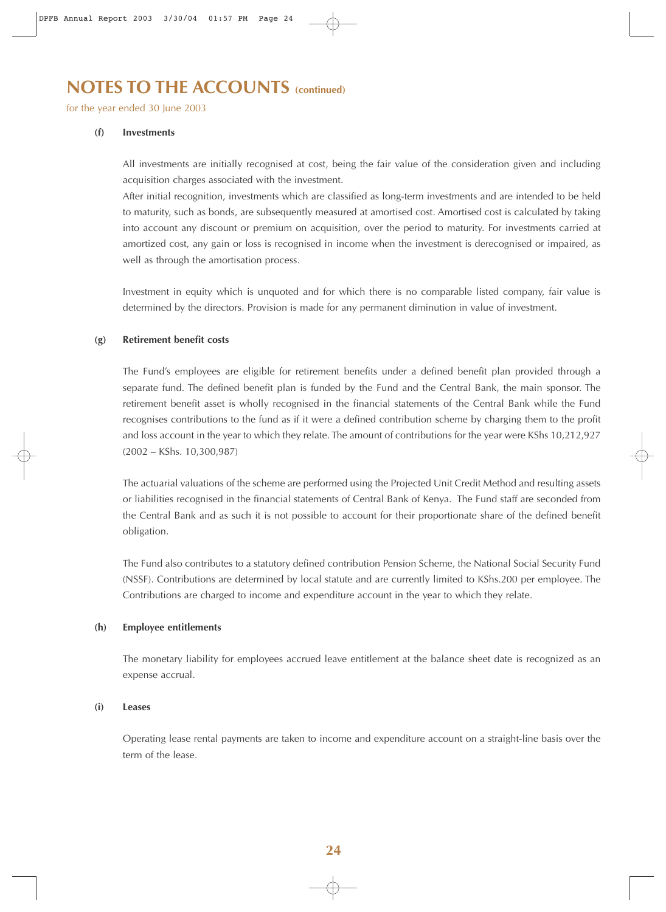# NOTES TO THE ACCOUNTS (continued)

for the year ended 30 June 2003

**(f) Investments**

All investments are initially recognised at cost, being the fair value of the consideration given and including acquisition charges associated with the investment.

After initial recognition, investments which are classified as long-term investments and are intended to be held to maturity, such as bonds, are subsequently measured at amortised cost. Amortised cost is calculated by taking into account any discount or premium on acquisition, over the period to maturity. For investments carried at amortized cost, any gain or loss is recognised in income when the investment is derecognised or impaired, as well as through the amortisation process.

Investment in equity which is unquoted and for which there is no comparable listed company, fair value is determined by the directors. Provision is made for any permanent diminution in value of investment.

**(g) Retirement benefit costs**

The Fund's employees are eligible for retirement benefits under a defined benefit plan provided through a separate fund. The defined benefit plan is funded by the Fund and the Central Bank, the main sponsor. The retirement benefit asset is wholly recognised in the financial statements of the Central Bank while the Fund recognises contributions to the fund as if it were a defined contribution scheme by charging them to the profit and loss account in the year to which they relate. The amount of contributions for the year were KShs 10,212,927 (2002 – KShs. 10,300,987)

The actuarial valuations of the scheme are performed using the Projected Unit Credit Method and resulting assets or liabilities recognised in the financial statements of Central Bank of Kenya. The Fund staff are seconded from the Central Bank and as such it is not possible to account for their proportionate share of the defined benefit obligation.

The Fund also contributes to a statutory defined contribution Pension Scheme, the National Social Security Fund (NSSF). Contributions are determined by local statute and are currently limited to KShs.200 per employee. The Contributions are charged to income and expenditure account in the year to which they relate.

**(h) Employee entitlements**

The monetary liability for employees accrued leave entitlement at the balance sheet date is recognized as an expense accrual.

**(i) Leases**

Operating lease rental payments are taken to income and expenditure account on a straight-line basis over the term of the lease.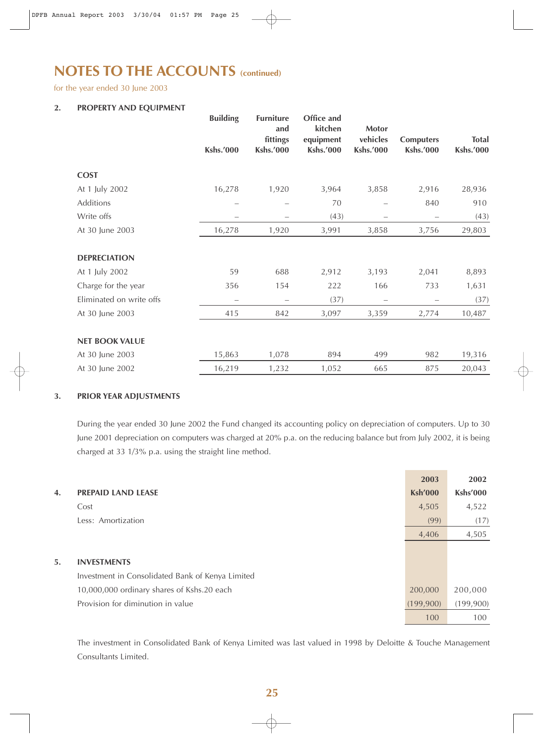# NOTES TO THE ACCOUNTS (continued)

for the year ended 30 June 2003

## 2. PROPERTY AND EQUIPMENT

| | Building | Furniture and fittings | Office and kitchen equipment | Motor vehicles | Computers | Total |
|---|---|---|---|---|---|---|
| | Kshs.'000 | Kshs.'000 | Kshs.'000 | Kshs.'000 | Kshs.'000 | Kshs.'000 |
| **COST** | | | | | | |
| At 1 July 2002 | 16,278 | 1,920 | 3,964 | 3,858 | 2,916 | 28,936 |
| Additions | – | – | 70 | – | 840 | 910 |
| Write offs | – | – | (43) | – | – | (43) |
| At 30 June 2003 | 16,278 | 1,920 | 3,991 | 3,858 | 3,756 | 29,803 |
| **DEPRECIATION** | | | | | | |
| At 1 July 2002 | 59 | 688 | 2,912 | 3,193 | 2,041 | 8,893 |
| Charge for the year | 356 | 154 | 222 | 166 | 733 | 1,631 |
| Eliminated on write offs | – | – | (37) | – | – | (37) |
| At 30 June 2003 | 415 | 842 | 3,097 | 3,359 | 2,774 | 10,487 |
| **NET BOOK VALUE** | | | | | | |
| At 30 June 2003 | 15,863 | 1,078 | 894 | 499 | 982 | 19,316 |
| At 30 June 2002 | 16,219 | 1,232 | 1,052 | 665 | 875 | 20,043 |

## 3. PRIOR YEAR ADJUSTMENTS

During the year ended 30 June 2002 the Fund changed its accounting policy on depreciation of computers. Up to 30 June 2001 depreciation on computers was charged at 20% p.a. on the reducing balance but from July 2002, it is being charged at 33 1/3% p.a. using the straight line method.

| | 2003 | 2002 |
|---|---|---|
| | Ksh'000 | Kshs'000 |
| **4. PREPAID LAND LEASE** | | |
| Cost | 4,505 | 4,522 |
| Less: Amortization | (99) | (17) |
| | 4,406 | 4,505 |
| **5. INVESTMENTS** | | |
| Investment in Consolidated Bank of Kenya Limited | | |
| 10,000,000 ordinary shares of Kshs.20 each | 200,000 | 200,000 |
| Provision for diminution in value | (199,900) | (199,900) |
| | 100 | 100 |

The investment in Consolidated Bank of Kenya Limited was last valued in 1998 by Deloitte & Touche Management Consultants Limited.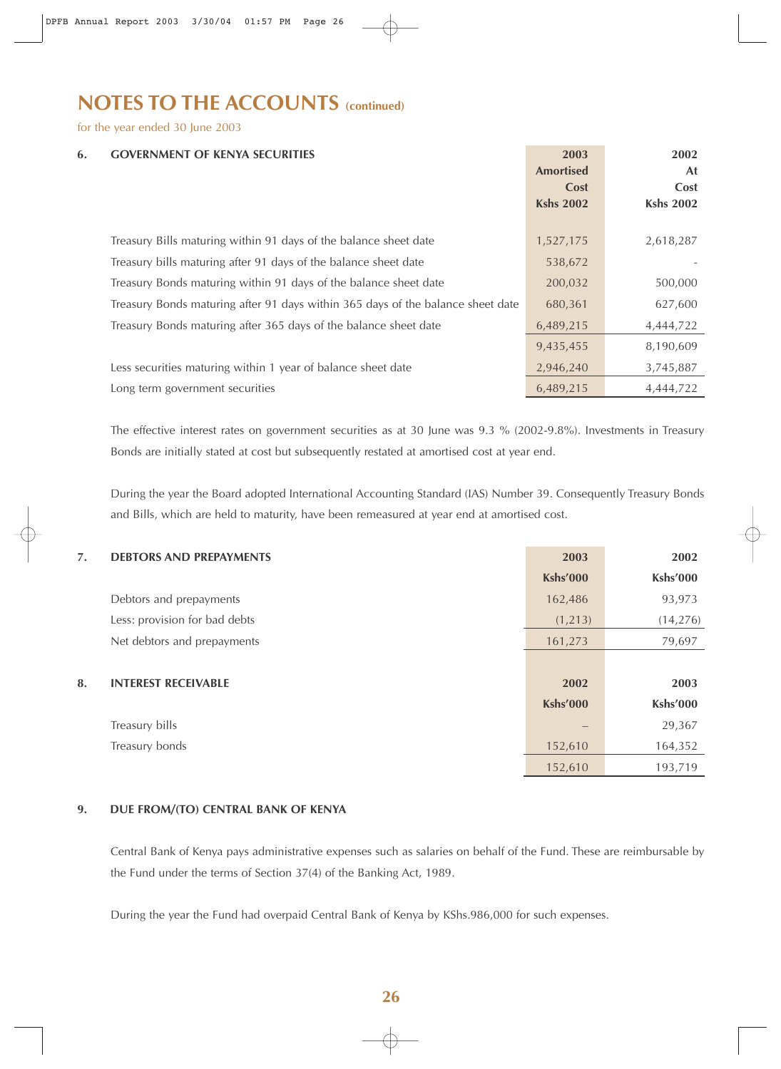# NOTES TO THE ACCOUNTS (continued)

for the year ended 30 June 2003

## 6. GOVERNMENT OF KENYA SECURITIES

| | 2003 Amortised Cost Kshs 2002 | 2002 At Cost Kshs 2002 |
|---|---|---|
| Treasury Bills maturing within 91 days of the balance sheet date | 1,527,175 | 2,618,287 |
| Treasury bills maturing after 91 days of the balance sheet date | 538,672 | - |
| Treasury Bonds maturing within 91 days of the balance sheet date | 200,032 | 500,000 |
| Treasury Bonds maturing after 91 days within 365 days of the balance sheet date | 680,361 | 627,600 |
| Treasury Bonds maturing after 365 days of the balance sheet date | 6,489,215 | 4,444,722 |
| | 9,435,455 | 8,190,609 |
| Less securities maturing within 1 year of balance sheet date | 2,946,240 | 3,745,887 |
| Long term government securities | 6,489,215 | 4,444,722 |

The effective interest rates on government securities as at 30 June was 9.3 % (2002-9.8%). Investments in Treasury Bonds are initially stated at cost but subsequently restated at amortised cost at year end.

During the year the Board adopted International Accounting Standard (IAS) Number 39. Consequently Treasury Bonds and Bills, which are held to maturity, have been remeasured at year end at amortised cost.

## 7. DEBTORS AND PREPAYMENTS

| | 2003 Kshs'000 | 2002 Kshs'000 |
|---|---|---|
| Debtors and prepayments | 162,486 | 93,973 |
| Less: provision for bad debts | (1,213) | (14,276) |
| Net debtors and prepayments | 161,273 | 79,697 |

## 8. INTEREST RECEIVABLE

| | 2002 Kshs'000 | 2003 Kshs'000 |
|---|---|---|
| Treasury bills | – | 29,367 |
| Treasury bonds | 152,610 | 164,352 |
| | 152,610 | 193,719 |

## 9. DUE FROM/(TO) CENTRAL BANK OF KENYA

Central Bank of Kenya pays administrative expenses such as salaries on behalf of the Fund. These are reimbursable by the Fund under the terms of Section 37(4) of the Banking Act, 1989.

During the year the Fund had overpaid Central Bank of Kenya by KShs.986,000 for such expenses.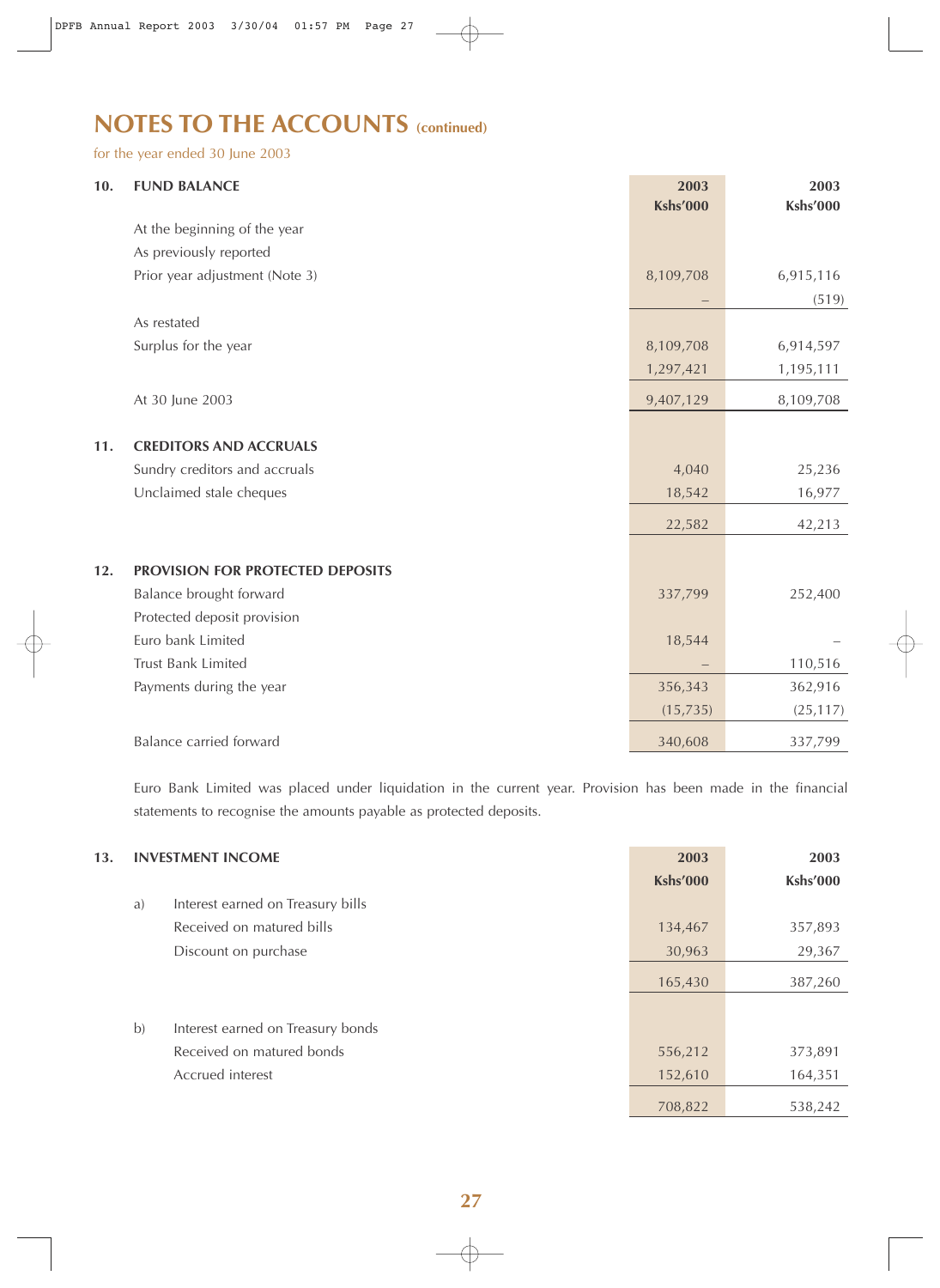# NOTES TO THE ACCOUNTS (continued)

for the year ended 30 June 2003

| **10.** | **FUND BALANCE** | **2003 Kshs'000** | **2003 Kshs'000** |
|---|---|---|---|
| | At the beginning of the year | | |
| | As previously reported | | |
| | Prior year adjustment (Note 3) | 8,109,708 | 6,915,116 |
| | | – | (519) |
| | As restated | | |
| | Surplus for the year | 8,109,708 | 6,914,597 |
| | | 1,297,421 | 1,195,111 |
| | At 30 June 2003 | 9,407,129 | 8,109,708 |
| **11.** | **CREDITORS AND ACCRUALS** | | |
| | Sundry creditors and accruals | 4,040 | 25,236 |
| | Unclaimed stale cheques | 18,542 | 16,977 |
| | | 22,582 | 42,213 |
| **12.** | **PROVISION FOR PROTECTED DEPOSITS** | | |
| | Balance brought forward | 337,799 | 252,400 |
| | Protected deposit provision | | |
| | Euro bank Limited | 18,544 | – |
| | Trust Bank Limited | – | 110,516 |
| | Payments during the year | 356,343 | 362,916 |
| | | (15,735) | (25,117) |
| | Balance carried forward | 340,608 | 337,799 |

Euro Bank Limited was placed under liquidation in the current year. Provision has been made in the financial statements to recognise the amounts payable as protected deposits.

| **13.** | **INVESTMENT INCOME** | **2003 Kshs'000** | **2003 Kshs'000** |
|---|---|---|---|
| a) | Interest earned on Treasury bills | | |
| | Received on matured bills | 134,467 | 357,893 |
| | Discount on purchase | 30,963 | 29,367 |
| | | 165,430 | 387,260 |
| b) | Interest earned on Treasury bonds | | |
| | Received on matured bonds | 556,212 | 373,891 |
| | Accrued interest | 152,610 | 164,351 |
| | | 708,822 | 538,242 |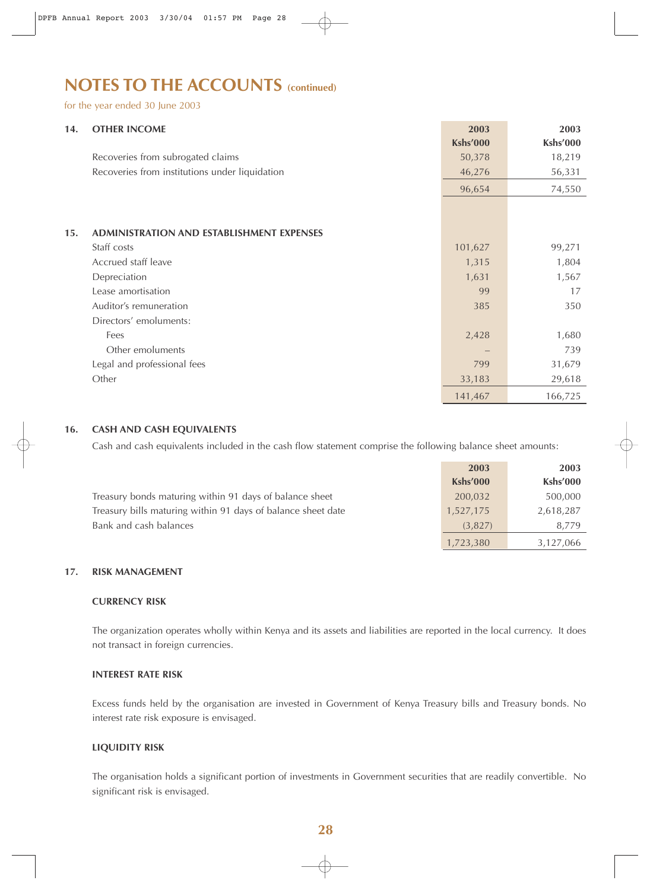# NOTES TO THE ACCOUNTS (continued)

for the year ended 30 June 2003

## 14. OTHER INCOME

| | 2003 Kshs'000 | 2003 Kshs'000 |
|---|---|---|
| Recoveries from subrogated claims | 50,378 | 18,219 |
| Recoveries from institutions under liquidation | 46,276 | 56,331 |
| | 96,654 | 74,550 |

## 15. ADMINISTRATION AND ESTABLISHMENT EXPENSES

| | 2003 Kshs'000 | 2003 Kshs'000 |
|---|---|---|
| Staff costs | 101,627 | 99,271 |
| Accrued staff leave | 1,315 | 1,804 |
| Depreciation | 1,631 | 1,567 |
| Lease amortisation | 99 | 17 |
| Auditor's remuneration | 385 | 350 |
| Directors' emoluments: | | |
| Fees | 2,428 | 1,680 |
| Other emoluments | – | 739 |
| Legal and professional fees | 799 | 31,679 |
| Other | 33,183 | 29,618 |
| | 141,467 | 166,725 |

## 16. CASH AND CASH EQUIVALENTS

Cash and cash equivalents included in the cash flow statement comprise the following balance sheet amounts:

| | 2003 Kshs'000 | 2003 Kshs'000 |
|---|---|---|
| Treasury bonds maturing within 91 days of balance sheet | 200,032 | 500,000 |
| Treasury bills maturing within 91 days of balance sheet date | 1,527,175 | 2,618,287 |
| Bank and cash balances | (3,827) | 8,779 |
| | 1,723,380 | 3,127,066 |

## 17. RISK MANAGEMENT

### CURRENCY RISK

The organization operates wholly within Kenya and its assets and liabilities are reported in the local currency. It does not transact in foreign currencies.

### INTEREST RATE RISK

Excess funds held by the organisation are invested in Government of Kenya Treasury bills and Treasury bonds. No interest rate risk exposure is envisaged.

### LIQUIDITY RISK

The organisation holds a significant portion of investments in Government securities that are readily convertible. No significant risk is envisaged.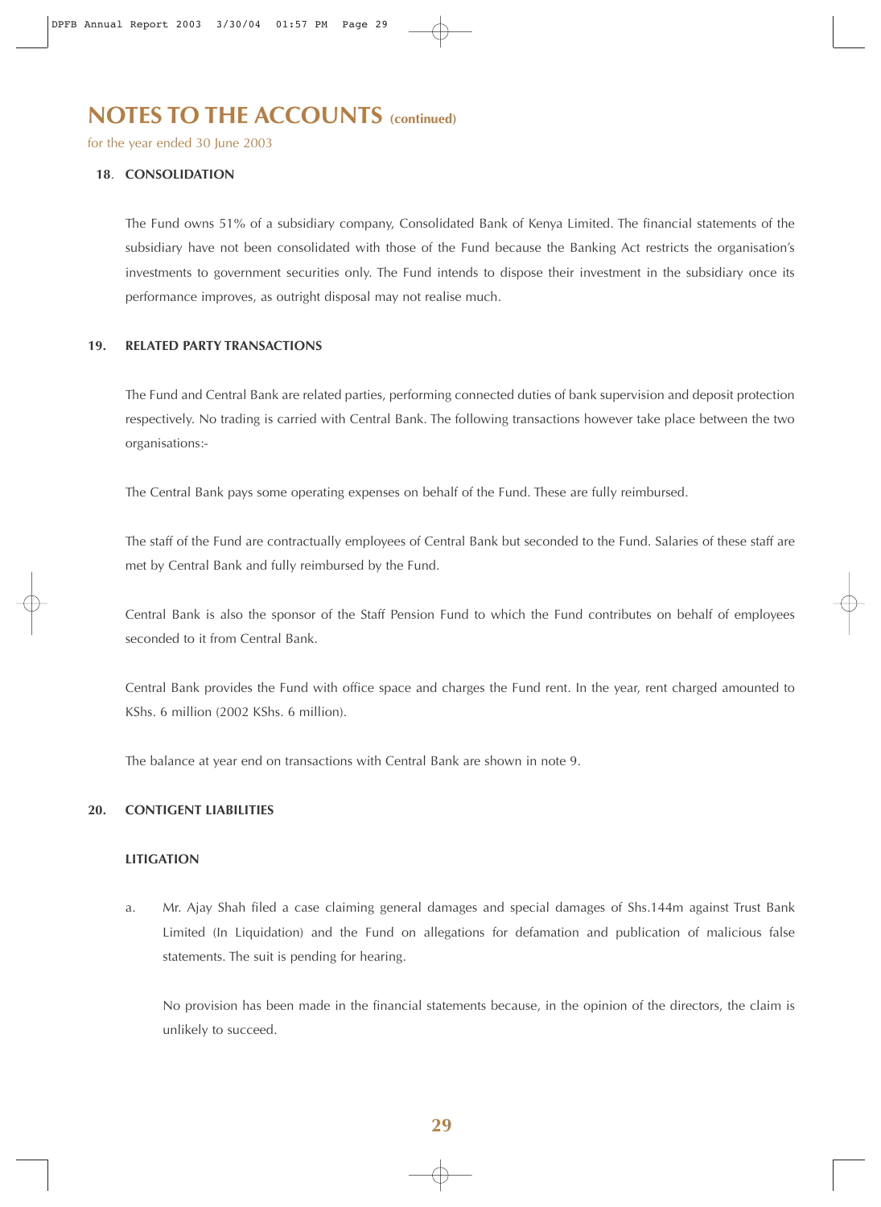# NOTES TO THE ACCOUNTS (continued)

for the year ended 30 June 2003

## 18. CONSOLIDATION

The Fund owns 51% of a subsidiary company, Consolidated Bank of Kenya Limited. The financial statements of the subsidiary have not been consolidated with those of the Fund because the Banking Act restricts the organisation's investments to government securities only. The Fund intends to dispose their investment in the subsidiary once its performance improves, as outright disposal may not realise much.

## 19. RELATED PARTY TRANSACTIONS

The Fund and Central Bank are related parties, performing connected duties of bank supervision and deposit protection respectively. No trading is carried with Central Bank. The following transactions however take place between the two organisations:-

The Central Bank pays some operating expenses on behalf of the Fund. These are fully reimbursed.

The staff of the Fund are contractually employees of Central Bank but seconded to the Fund. Salaries of these staff are met by Central Bank and fully reimbursed by the Fund.

Central Bank is also the sponsor of the Staff Pension Fund to which the Fund contributes on behalf of employees seconded to it from Central Bank.

Central Bank provides the Fund with office space and charges the Fund rent. In the year, rent charged amounted to KShs. 6 million (2002 KShs. 6 million).

The balance at year end on transactions with Central Bank are shown in note 9.

## 20. CONTIGENT LIABILITIES

### LITIGATION

a. Mr. Ajay Shah filed a case claiming general damages and special damages of Shs.144m against Trust Bank Limited (In Liquidation) and the Fund on allegations for defamation and publication of malicious false statements. The suit is pending for hearing.

   No provision has been made in the financial statements because, in the opinion of the directors, the claim is unlikely to succeed.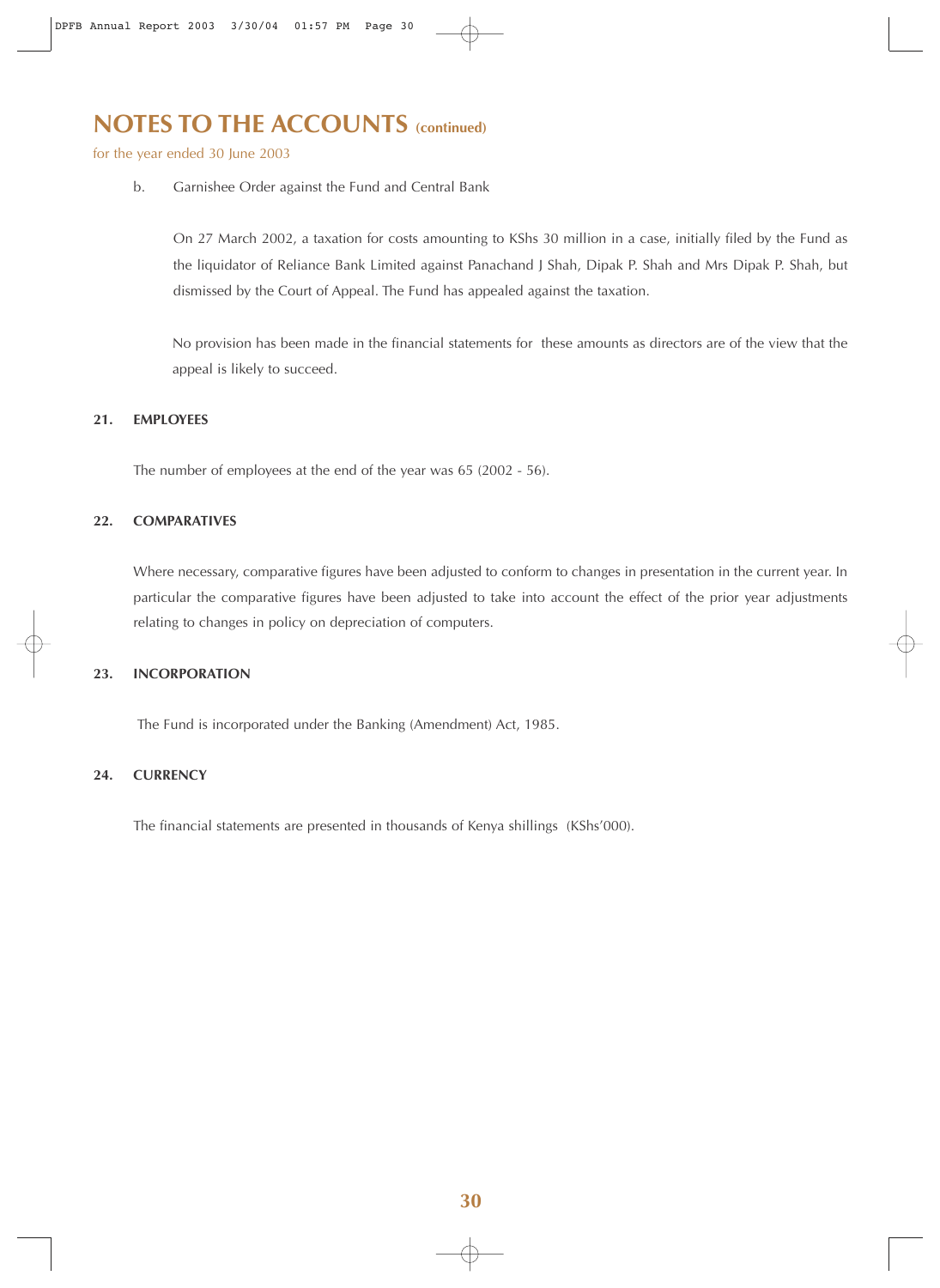## NOTES TO THE ACCOUNTS (continued)

for the year ended 30 June 2003

b. Garnishee Order against the Fund and Central Bank

On 27 March 2002, a taxation for costs amounting to KShs 30 million in a case, initially filed by the Fund as the liquidator of Reliance Bank Limited against Panachand J Shah, Dipak P. Shah and Mrs Dipak P. Shah, but dismissed by the Court of Appeal. The Fund has appealed against the taxation.

No provision has been made in the financial statements for these amounts as directors are of the view that the appeal is likely to succeed.

### 21. EMPLOYEES

The number of employees at the end of the year was 65 (2002 - 56).

### 22. COMPARATIVES

Where necessary, comparative figures have been adjusted to conform to changes in presentation in the current year. In particular the comparative figures have been adjusted to take into account the effect of the prior year adjustments relating to changes in policy on depreciation of computers.

### 23. INCORPORATION

The Fund is incorporated under the Banking (Amendment) Act, 1985.

### 24. CURRENCY

The financial statements are presented in thousands of Kenya shillings (KShs'000).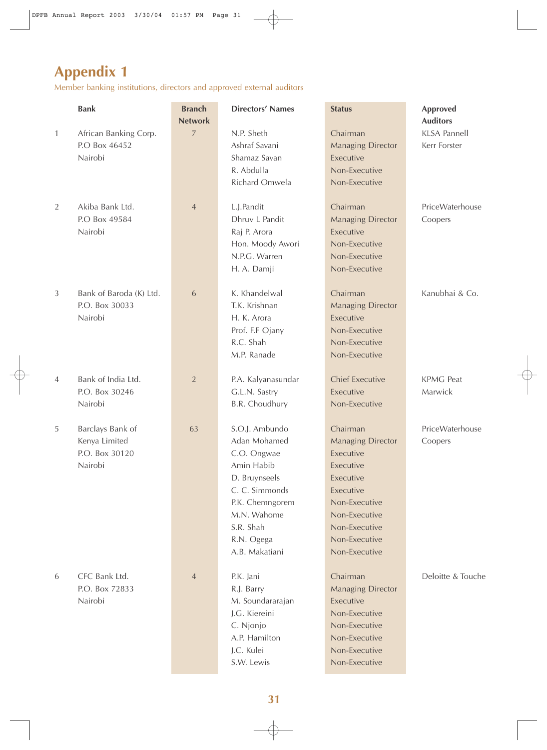# Appendix 1

Member banking institutions, directors and approved external auditors

| | Bank | Branch Network | Directors' Names | Status | Approved Auditors |
|---|---|---|---|---|---|
| 1 | African Banking Corp.<br>P.O Box 46452<br>Nairobi | 7 | N.P. Sheth<br>Ashraf Savani<br>Shamaz Savan<br>R. Abdulla<br>Richard Omwela | Chairman<br>Managing Director<br>Executive<br>Non-Executive<br>Non-Executive | KLSA Pannell<br>Kerr Forster |
| 2 | Akiba Bank Ltd.<br>P.O Box 49584<br>Nairobi | 4 | L.J.Pandit<br>Dhruv L Pandit<br>Raj P. Arora<br>Hon. Moody Awori<br>N.P.G. Warren<br>H. A. Damji | Chairman<br>Managing Director<br>Executive<br>Non-Executive<br>Non-Executive<br>Non-Executive | PriceWaterhouse<br>Coopers |
| 3 | Bank of Baroda (K) Ltd.<br>P.O. Box 30033<br>Nairobi | 6 | K. Khandelwal<br>T.K. Krishnan<br>H. K. Arora<br>Prof. F.F Ojany<br>R.C. Shah<br>M.P. Ranade | Chairman<br>Managing Director<br>Executive<br>Non-Executive<br>Non-Executive<br>Non-Executive | Kanubhai & Co. |
| 4 | Bank of India Ltd.<br>P.O. Box 30246<br>Nairobi | 2 | P.A. Kalyanasundar<br>G.L.N. Sastry<br>B.R. Choudhury | Chief Executive<br>Executive<br>Non-Executive | KPMG Peat<br>Marwick |
| 5 | Barclays Bank of<br>Kenya Limited<br>P.O. Box 30120<br>Nairobi | 63 | S.O.J. Ambundo<br>Adan Mohamed<br>C.O. Ongwae<br>Amin Habib<br>D. Bruynseels<br>C. C. Simmonds<br>P.K. Chemngorem<br>M.N. Wahome<br>S.R. Shah<br>R.N. Ogega<br>A.B. Makatiani | Chairman<br>Managing Director<br>Executive<br>Executive<br>Executive<br>Executive<br>Non-Executive<br>Non-Executive<br>Non-Executive<br>Non-Executive<br>Non-Executive | PriceWaterhouse<br>Coopers |
| 6 | CFC Bank Ltd.<br>P.O. Box 72833<br>Nairobi | 4 | P.K. Jani<br>R.J. Barry<br>M. Soundararajan<br>J.G. Kiereini<br>C. Njonjo<br>A.P. Hamilton<br>J.C. Kulei<br>S.W. Lewis | Chairman<br>Managing Director<br>Executive<br>Non-Executive<br>Non-Executive<br>Non-Executive<br>Non-Executive<br>Non-Executive | Deloitte & Touche |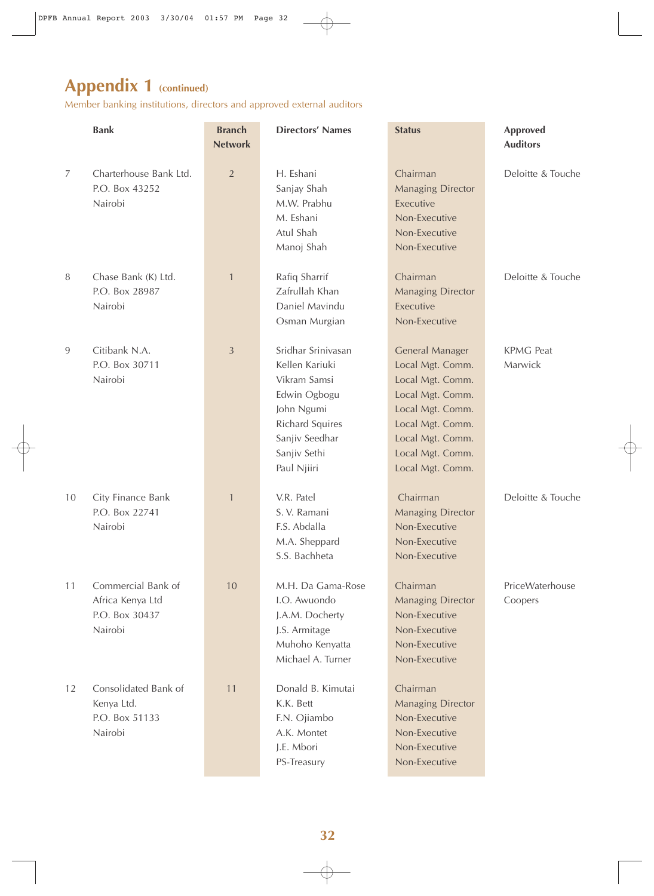# Appendix 1 (continued)

Member banking institutions, directors and approved external auditors

| | Bank | Branch Network | Directors' Names | Status | Approved Auditors |
|---|---|---|---|---|---|
| 7 | Charterhouse Bank Ltd.<br>P.O. Box 43252<br>Nairobi | 2 | H. Eshani<br>Sanjay Shah<br>M.W. Prabhu<br>M. Eshani<br>Atul Shah<br>Manoj Shah | Chairman<br>Managing Director<br>Executive<br>Non-Executive<br>Non-Executive<br>Non-Executive | Deloitte & Touche |
| 8 | Chase Bank (K) Ltd.<br>P.O. Box 28987<br>Nairobi | 1 | Rafiq Sharrif<br>Zafrullah Khan<br>Daniel Mavindu<br>Osman Murgian | Chairman<br>Managing Director<br>Executive<br>Non-Executive | Deloitte & Touche |
| 9 | Citibank N.A.<br>P.O. Box 30711<br>Nairobi | 3 | Sridhar Srinivasan<br>Kellen Kariuki<br>Vikram Samsi<br>Edwin Ogbogu<br>John Ngumi<br>Richard Squires<br>Sanjiv Seedhar<br>Sanjiv Sethi<br>Paul Njiiri | General Manager<br>Local Mgt. Comm.<br>Local Mgt. Comm.<br>Local Mgt. Comm.<br>Local Mgt. Comm.<br>Local Mgt. Comm.<br>Local Mgt. Comm.<br>Local Mgt. Comm.<br>Local Mgt. Comm. | KPMG Peat Marwick |
| 10 | City Finance Bank<br>P.O. Box 22741<br>Nairobi | 1 | V.R. Patel<br>S. V. Ramani<br>F.S. Abdalla<br>M.A. Sheppard<br>S.S. Bachheta | Chairman<br>Managing Director<br>Non-Executive<br>Non-Executive<br>Non-Executive | Deloitte & Touche |
| 11 | Commercial Bank of Africa Kenya Ltd<br>P.O. Box 30437<br>Nairobi | 10 | M.H. Da Gama-Rose<br>I.O. Awuondo<br>J.A.M. Docherty<br>J.S. Armitage<br>Muhoho Kenyatta<br>Michael A. Turner | Chairman<br>Managing Director<br>Non-Executive<br>Non-Executive<br>Non-Executive<br>Non-Executive | PriceWaterhouse Coopers |
| 12 | Consolidated Bank of Kenya Ltd.<br>P.O. Box 51133<br>Nairobi | 11 | Donald B. Kimutai<br>K.K. Bett<br>F.N. Ojiambo<br>A.K. Montet<br>J.E. Mbori<br>PS-Treasury | Chairman<br>Managing Director<br>Non-Executive<br>Non-Executive<br>Non-Executive<br>Non-Executive | |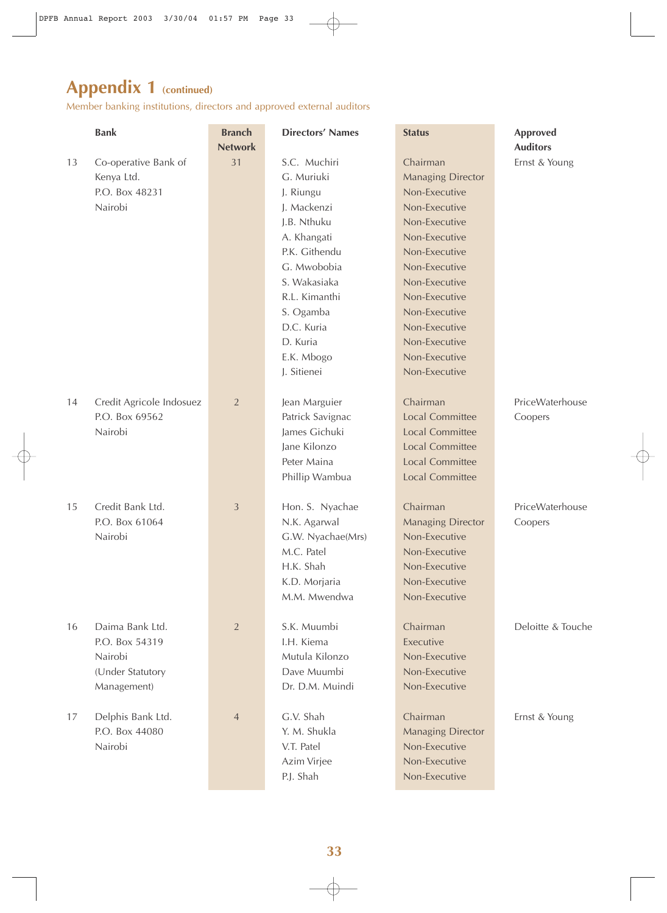## Appendix 1 (continued)

Member banking institutions, directors and approved external auditors

| | Bank | Branch Network | Directors' Names | Status | Approved Auditors |
|---|---|---|---|---|---|
| 13 | Co-operative Bank of Kenya Ltd. P.O. Box 48231 Nairobi | 31 | S.C. Muchiri | Chairman | Ernst & Young |
| | | | G. Muriuki | Managing Director | |
| | | | J. Riungu | Non-Executive | |
| | | | J. Mackenzi | Non-Executive | |
| | | | J.B. Nthuku | Non-Executive | |
| | | | A. Khangati | Non-Executive | |
| | | | P.K. Githendu | Non-Executive | |
| | | | G. Mwobobia | Non-Executive | |
| | | | S. Wakasiaka | Non-Executive | |
| | | | R.L. Kimanthi | Non-Executive | |
| | | | S. Ogamba | Non-Executive | |
| | | | D.C. Kuria | Non-Executive | |
| | | | D. Kuria | Non-Executive | |
| | | | E.K. Mbogo | Non-Executive | |
| | | | J. Sitienei | Non-Executive | |
| 14 | Credit Agricole Indosuez P.O. Box 69562 Nairobi | 2 | Jean Marguier | Chairman | PriceWaterhouse Coopers |
| | | | Patrick Savignac | Local Committee | |
| | | | James Gichuki | Local Committee | |
| | | | Jane Kilonzo | Local Committee | |
| | | | Peter Maina | Local Committee | |
| | | | Phillip Wambua | Local Committee | |
| 15 | Credit Bank Ltd. P.O. Box 61064 Nairobi | 3 | Hon. S. Nyachae | Chairman | PriceWaterhouse Coopers |
| | | | N.K. Agarwal | Managing Director | |
| | | | G.W. Nyachae(Mrs) | Non-Executive | |
| | | | M.C. Patel | Non-Executive | |
| | | | H.K. Shah | Non-Executive | |
| | | | K.D. Morjaria | Non-Executive | |
| | | | M.M. Mwendwa | Non-Executive | |
| 16 | Daima Bank Ltd. P.O. Box 54319 Nairobi (Under Statutory Management) | 2 | S.K. Muumbi | Chairman | Deloitte & Touche |
| | | | I.H. Kiema | Executive | |
| | | | Mutula Kilonzo | Non-Executive | |
| | | | Dave Muumbi | Non-Executive | |
| | | | Dr. D.M. Muindi | Non-Executive | |
| 17 | Delphis Bank Ltd. P.O. Box 44080 Nairobi | 4 | G.V. Shah | Chairman | Ernst & Young |
| | | | Y. M. Shukla | Managing Director | |
| | | | V.T. Patel | Non-Executive | |
| | | | Azim Virjee | Non-Executive | |
| | | | P.J. Shah | Non-Executive | |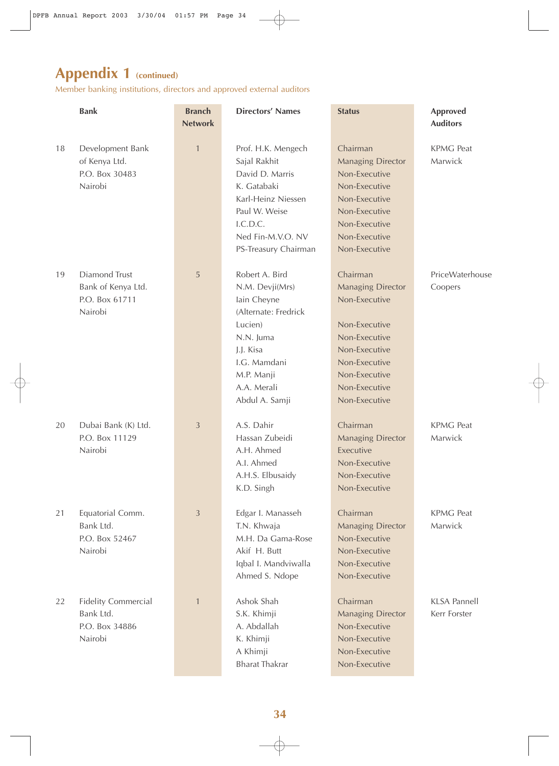## Appendix 1 (continued)

Member banking institutions, directors and approved external auditors

| | Bank | Branch Network | Directors' Names | Status | Approved Auditors |
|---|---|---|---|---|---|
| 18 | Development Bank of Kenya Ltd. P.O. Box 30483 Nairobi | 1 | Prof. H.K. Mengech | Chairman | KPMG Peat Marwick |
| | | | Sajal Rakhit | Managing Director | |
| | | | David D. Marris | Non-Executive | |
| | | | K. Gatabaki | Non-Executive | |
| | | | Karl-Heinz Niessen | Non-Executive | |
| | | | Paul W. Weise | Non-Executive | |
| | | | I.C.D.C. | Non-Executive | |
| | | | Ned Fin-M.V.O. NV | Non-Executive | |
| | | | PS-Treasury Chairman | Non-Executive | |
| 19 | Diamond Trust Bank of Kenya Ltd. P.O. Box 61711 Nairobi | 5 | Robert A. Bird | Chairman | PriceWaterhouse Coopers |
| | | | N.M. Devji(Mrs) | Managing Director | |
| | | | Iain Cheyne | Non-Executive | |
| | | | (Alternate: Fredrick Lucien) | Non-Executive | |
| | | | N.N. Juma | Non-Executive | |
| | | | J.J. Kisa | Non-Executive | |
| | | | I.G. Mamdani | Non-Executive | |
| | | | M.P. Manji | Non-Executive | |
| | | | A.A. Merali | Non-Executive | |
| | | | Abdul A. Samji | Non-Executive | |
| 20 | Dubai Bank (K) Ltd. P.O. Box 11129 Nairobi | 3 | A.S. Dahir | Chairman | KPMG Peat Marwick |
| | | | Hassan Zubeidi | Managing Director | |
| | | | A.H. Ahmed | Executive | |
| | | | A.I. Ahmed | Non-Executive | |
| | | | A.H.S. Elbusaidy | Non-Executive | |
| | | | K.D. Singh | Non-Executive | |
| 21 | Equatorial Comm. Bank Ltd. P.O. Box 52467 Nairobi | 3 | Edgar I. Manasseh | Chairman | KPMG Peat Marwick |
| | | | T.N. Khwaja | Managing Director | |
| | | | M.H. Da Gama-Rose | Non-Executive | |
| | | | Akif H. Butt | Non-Executive | |
| | | | Iqbal I. Mandviwalla | Non-Executive | |
| | | | Ahmed S. Ndope | Non-Executive | |
| 22 | Fidelity Commercial Bank Ltd. P.O. Box 34886 Nairobi | 1 | Ashok Shah | Chairman | KLSA Pannell Kerr Forster |
| | | | S.K. Khimji | Managing Director | |
| | | | A. Abdallah | Non-Executive | |
| | | | K. Khimji | Non-Executive | |
| | | | A Khimji | Non-Executive | |
| | | | Bharat Thakrar | Non-Executive | |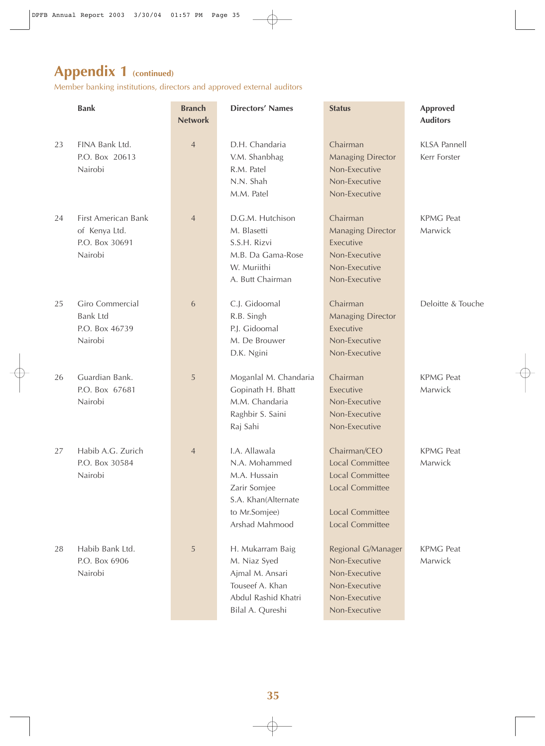## Appendix 1 (continued)

Member banking institutions, directors and approved external auditors

| | Bank | Branch Network | Directors' Names | Status | Approved Auditors |
|---|---|---|---|---|---|
| 23 | FINA Bank Ltd.<br>P.O. Box 20613<br>Nairobi | 4 | D.H. Chandaria<br>V.M. Shanbhag<br>R.M. Patel<br>N.N. Shah<br>M.M. Patel | Chairman<br>Managing Director<br>Non-Executive<br>Non-Executive<br>Non-Executive | KLSA Pannell<br>Kerr Forster |
| 24 | First American Bank of Kenya Ltd.<br>P.O. Box 30691<br>Nairobi | 4 | D.G.M. Hutchison<br>M. Blasetti<br>S.S.H. Rizvi<br>M.B. Da Gama-Rose<br>W. Muriithi<br>A. Butt Chairman | Chairman<br>Managing Director<br>Executive<br>Non-Executive<br>Non-Executive<br>Non-Executive | KPMG Peat<br>Marwick |
| 25 | Giro Commercial Bank Ltd<br>P.O. Box 46739<br>Nairobi | 6 | C.J. Gidoomal<br>R.B. Singh<br>P.J. Gidoomal<br>M. De Brouwer<br>D.K. Ngini | Chairman<br>Managing Director<br>Executive<br>Non-Executive<br>Non-Executive | Deloitte & Touche |
| 26 | Guardian Bank.<br>P.O. Box 67681<br>Nairobi | 5 | Moganlal M. Chandaria<br>Gopinath H. Bhatt<br>M.M. Chandaria<br>Raghbir S. Saini<br>Raj Sahi | Chairman<br>Executive<br>Non-Executive<br>Non-Executive<br>Non-Executive | KPMG Peat<br>Marwick |
| 27 | Habib A.G. Zurich<br>P.O. Box 30584<br>Nairobi | 4 | I.A. Allawala<br>N.A. Mohammed<br>M.A. Hussain<br>Zarir Somjee<br>S.A. Khan(Alternate to Mr.Somjee)<br>Arshad Mahmood | Chairman/CEO<br>Local Committee<br>Local Committee<br>Local Committee<br>Local Committee<br>Local Committee | KPMG Peat<br>Marwick |
| 28 | Habib Bank Ltd.<br>P.O. Box 6906<br>Nairobi | 5 | H. Mukarram Baig<br>M. Niaz Syed<br>Ajmal M. Ansari<br>Touseef A. Khan<br>Abdul Rashid Khatri<br>Bilal A. Qureshi | Regional G/Manager<br>Non-Executive<br>Non-Executive<br>Non-Executive<br>Non-Executive<br>Non-Executive | KPMG Peat<br>Marwick |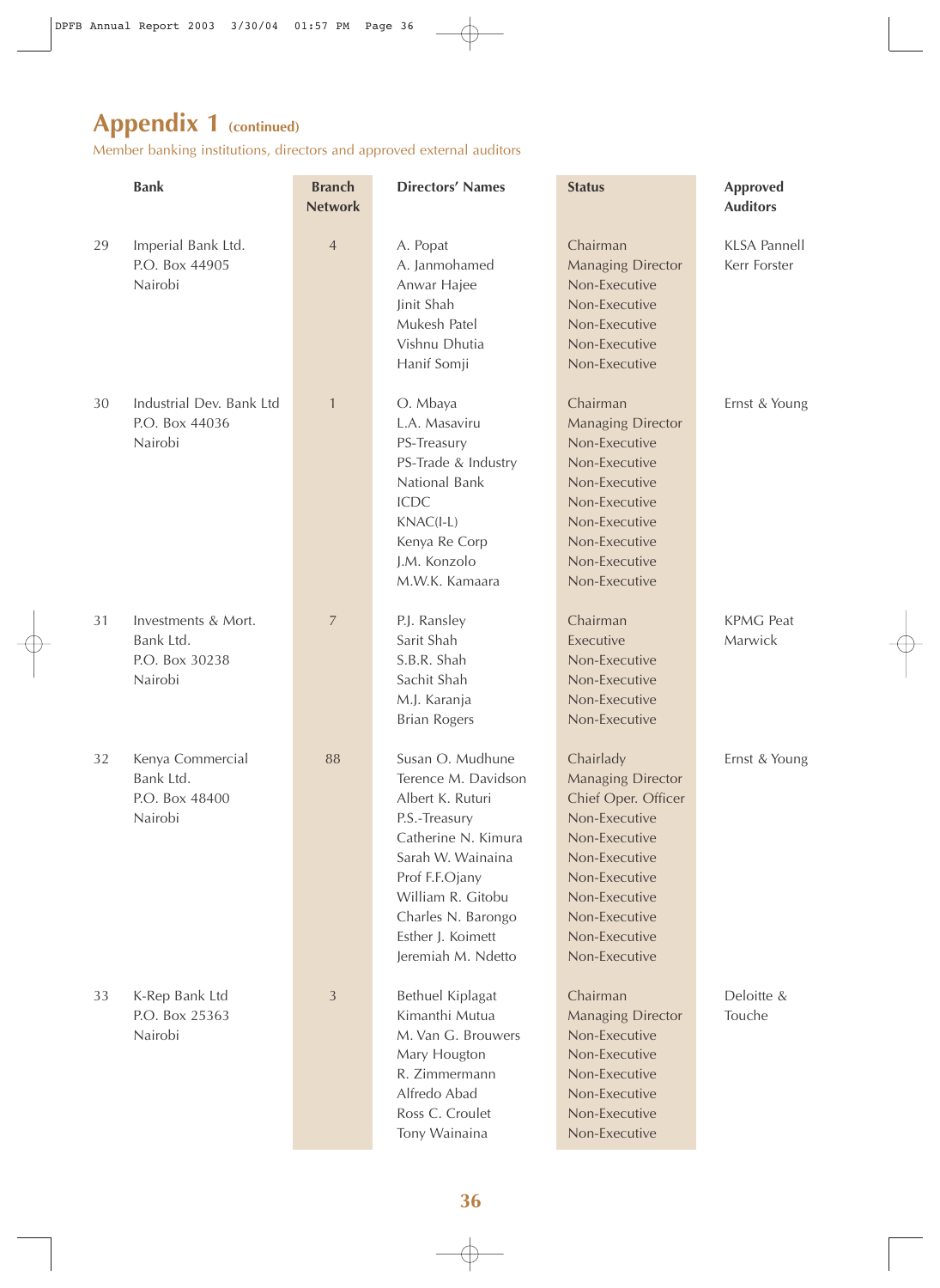# Appendix 1 (continued)

Member banking institutions, directors and approved external auditors

| | Bank | Branch Network | Directors' Names | Status | Approved Auditors |
|---|---|---|---|---|---|
| 29 | Imperial Bank Ltd. P.O. Box 44905 Nairobi | 4 | A. Popat | Chairman | KLSA Pannell Kerr Forster |
| | | | A. Janmohamed | Managing Director | |
| | | | Anwar Hajee | Non-Executive | |
| | | | Jinit Shah | Non-Executive | |
| | | | Mukesh Patel | Non-Executive | |
| | | | Vishnu Dhutia | Non-Executive | |
| | | | Hanif Somji | Non-Executive | |
| 30 | Industrial Dev. Bank Ltd P.O. Box 44036 Nairobi | 1 | O. Mbaya | Chairman | Ernst & Young |
| | | | L.A. Masaviru | Managing Director | |
| | | | PS-Treasury | Non-Executive | |
| | | | PS-Trade & Industry | Non-Executive | |
| | | | National Bank | Non-Executive | |
| | | | ICDC | Non-Executive | |
| | | | KNAC(I-L) | Non-Executive | |
| | | | Kenya Re Corp | Non-Executive | |
| | | | J.M. Konzolo | Non-Executive | |
| | | | M.W.K. Kamaara | Non-Executive | |
| 31 | Investments & Mort. Bank Ltd. P.O. Box 30238 Nairobi | 7 | P.J. Ransley | Chairman | KPMG Peat Marwick |
| | | | Sarit Shah | Executive | |
| | | | S.B.R. Shah | Non-Executive | |
| | | | Sachit Shah | Non-Executive | |
| | | | M.J. Karanja | Non-Executive | |
| | | | Brian Rogers | Non-Executive | |
| 32 | Kenya Commercial Bank Ltd. P.O. Box 48400 Nairobi | 88 | Susan O. Mudhune | Chairlady | Ernst & Young |
| | | | Terence M. Davidson | Managing Director | |
| | | | Albert K. Ruturi | Chief Oper. Officer | |
| | | | P.S.-Treasury | Non-Executive | |
| | | | Catherine N. Kimura | Non-Executive | |
| | | | Sarah W. Wainaina | Non-Executive | |
| | | | Prof F.F.Ojany | Non-Executive | |
| | | | William R. Gitobu | Non-Executive | |
| | | | Charles N. Barongo | Non-Executive | |
| | | | Esther J. Koimett | Non-Executive | |
| | | | Jeremiah M. Ndetto | Non-Executive | |
| 33 | K-Rep Bank Ltd P.O. Box 25363 Nairobi | 3 | Bethuel Kiplagat | Chairman | Deloitte & Touche |
| | | | Kimanthi Mutua | Managing Director | |
| | | | M. Van G. Brouwers | Non-Executive | |
| | | | Mary Hougton | Non-Executive | |
| | | | R. Zimmermann | Non-Executive | |
| | | | Alfredo Abad | Non-Executive | |
| | | | Ross C. Croulet | Non-Executive | |
| | | | Tony Wainaina | Non-Executive | |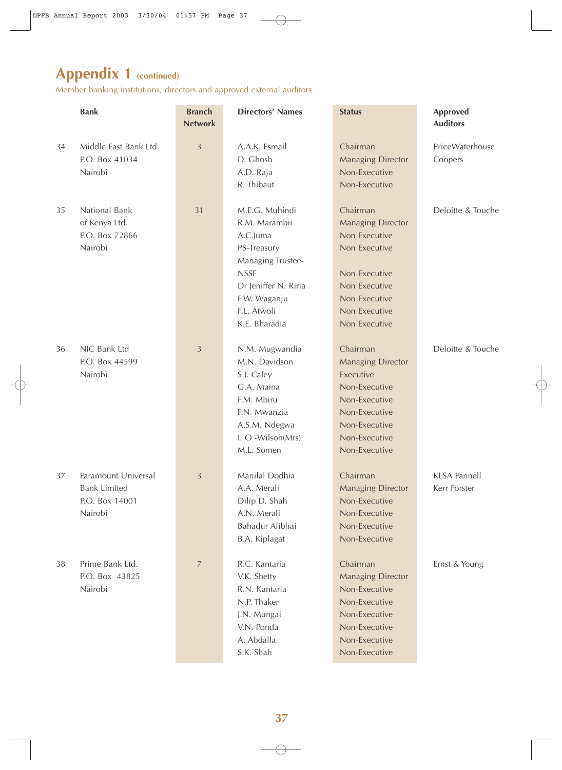# Appendix 1 (continued)

Member banking institutions, directors and approved external auditors

| | Bank | Branch Network | Directors' Names | Status | Approved Auditors |
|---|---|---|---|---|---|
| 34 | Middle East Bank Ltd.<br>P.O. Box 41034<br>Nairobi | 3 | A.A.K. Esmail<br>D. Ghosh<br>A.D. Raja<br>R. Thibaut | Chairman<br>Managing Director<br>Non-Executive<br>Non-Executive | PriceWaterhouse Coopers |
| 35 | National Bank of Kenya Ltd.<br>P.O. Box 72866<br>Nairobi | 31 | M.E.G. Muhindi<br>R.M. Marambii<br>A.C.Juma<br>PS-Treasury<br>Managing Trustee-NSSF<br>Dr Jeniffer N. Riria<br>F.W. Waganju<br>F.L. Atwoli<br>K.E. Bharadia | Chairman<br>Managing Director<br>Non Executive<br>Non Executive<br>Non Executive<br>Non Executive<br>Non Executive<br>Non Executive<br>Non Executive | Deloitte & Touche |
| 36 | NIC Bank Ltd<br>P.O. Box 44599<br>Nairobi | 3 | N.M. Mugwandia<br>M.N. Davidson<br>S.J. Caley<br>G.A. Maina<br>F.M. Mbiru<br>F.N. Mwanzia<br>A.S.M. Ndegwa<br>I. O -Wilson(Mrs)<br>M.L. Somen | Chairman<br>Managing Director<br>Executive<br>Non-Executive<br>Non-Executive<br>Non-Executive<br>Non-Executive<br>Non-Executive<br>Non-Executive | Deloitte & Touche |
| 37 | Paramount Universal Bank Limited<br>P.O. Box 14001<br>Nairobi | 3 | Manilal Dodhia<br>A.A. Merali<br>Dilip D. Shah<br>A.N. Merali<br>Bahadur Alibhai<br>B.A. Kiplagat | Chairman<br>Managing Director<br>Non-Executive<br>Non-Executive<br>Non-Executive<br>Non-Executive | KLSA Pannell Kerr Forster |
| 38 | Prime Bank Ltd.<br>P.O. Box 43825<br>Nairobi | 7 | R.C. Kantaria<br>V.K. Shetty<br>R.N. Kantaria<br>N.P. Thaker<br>J.N. Mungai<br>V.N. Ponda<br>A. Abdalla<br>S.K. Shah | Chairman<br>Managing Director<br>Non-Executive<br>Non-Executive<br>Non-Executive<br>Non-Executive<br>Non-Executive<br>Non-Executive | Ernst & Young |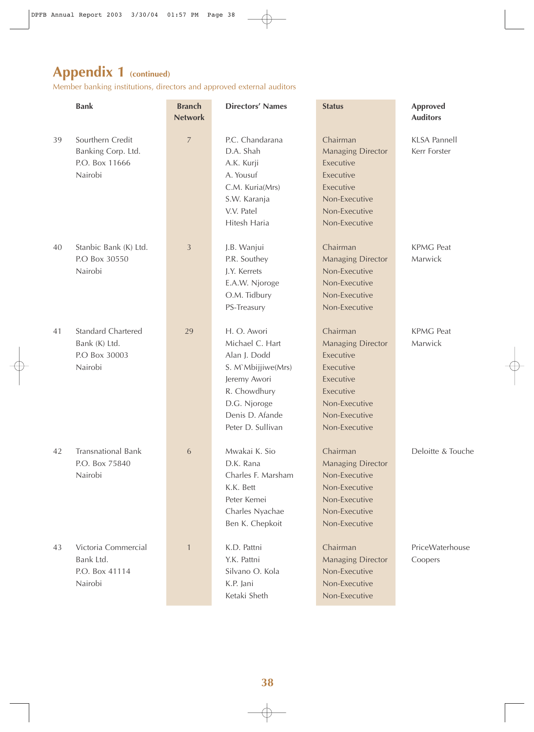# Appendix 1 (continued)

Member banking institutions, directors and approved external auditors

| | Bank | Branch Network | Directors' Names | Status | Approved Auditors |
|---|---|---|---|---|---|
| 39 | Sourthern Credit Banking Corp. Ltd. P.O. Box 11666 Nairobi | 7 | P.C. Chandarana | Chairman | KLSA Pannell Kerr Forster |
| | | | D.A. Shah | Managing Director | |
| | | | A.K. Kurji | Executive | |
| | | | A. Yousuf | Executive | |
| | | | C.M. Kuria(Mrs) | Executive | |
| | | | S.W. Karanja | Non-Executive | |
| | | | V.V. Patel | Non-Executive | |
| | | | Hitesh Haria | Non-Executive | |
| 40 | Stanbic Bank (K) Ltd. P.O Box 30550 Nairobi | 3 | J.B. Wanjui | Chairman | KPMG Peat Marwick |
| | | | P.R. Southey | Managing Director | |
| | | | J.Y. Kerrets | Non-Executive | |
| | | | E.A.W. Njoroge | Non-Executive | |
| | | | O.M. Tidbury | Non-Executive | |
| | | | PS-Treasury | Non-Executive | |
| 41 | Standard Chartered Bank (K) Ltd. P.O Box 30003 Nairobi | 29 | H. O. Awori | Chairman | KPMG Peat Marwick |
| | | | Michael C. Hart | Managing Director | |
| | | | Alan J. Dodd | Executive | |
| | | | S. M`Mbijjiwe(Mrs) | Executive | |
| | | | Jeremy Awori | Executive | |
| | | | R. Chowdhury | Executive | |
| | | | D.G. Njoroge | Non-Executive | |
| | | | Denis D. Afande | Non-Executive | |
| | | | Peter D. Sullivan | Non-Executive | |
| 42 | Transnational Bank P.O. Box 75840 Nairobi | 6 | Mwakai K. Sio | Chairman | Deloitte & Touche |
| | | | D.K. Rana | Managing Director | |
| | | | Charles F. Marsham | Non-Executive | |
| | | | K.K. Bett | Non-Executive | |
| | | | Peter Kemei | Non-Executive | |
| | | | Charles Nyachae | Non-Executive | |
| | | | Ben K. Chepkoit | Non-Executive | |
| 43 | Victoria Commercial Bank Ltd. P.O. Box 41114 Nairobi | 1 | K.D. Pattni | Chairman | PriceWaterhouse Coopers |
| | | | Y.K. Pattni | Managing Director | |
| | | | Silvano O. Kola | Non-Executive | |
| | | | K.P. Jani | Non-Executive | |
| | | | Ketaki Sheth | Non-Executive | |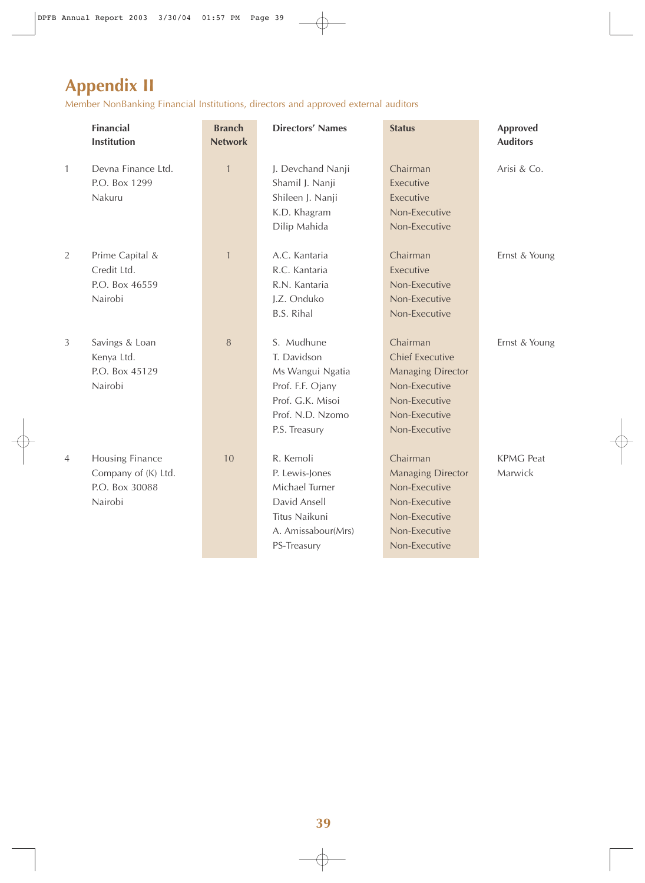# Appendix II

Member NonBanking Financial Institutions, directors and approved external auditors

| | Financial Institution | Branch Network | Directors' Names | Status | Approved Auditors |
|---|---|---|---|---|---|
| 1 | Devna Finance Ltd.<br>P.O. Box 1299<br>Nakuru | 1 | J. Devchand Nanji<br>Shamil J. Nanji<br>Shileen J. Nanji<br>K.D. Khagram<br>Dilip Mahida | Chairman<br>Executive<br>Executive<br>Non-Executive<br>Non-Executive | Arisi & Co. |
| 2 | Prime Capital & Credit Ltd.<br>P.O. Box 46559<br>Nairobi | 1 | A.C. Kantaria<br>R.C. Kantaria<br>R.N. Kantaria<br>J.Z. Onduko<br>B.S. Rihal | Chairman<br>Executive<br>Non-Executive<br>Non-Executive<br>Non-Executive | Ernst & Young |
| 3 | Savings & Loan Kenya Ltd.<br>P.O. Box 45129<br>Nairobi | 8 | S. Mudhune<br>T. Davidson<br>Ms Wangui Ngatia<br>Prof. F.F. Ojany<br>Prof. G.K. Misoi<br>Prof. N.D. Nzomo<br>P.S. Treasury | Chairman<br>Chief Executive<br>Managing Director<br>Non-Executive<br>Non-Executive<br>Non-Executive<br>Non-Executive | Ernst & Young |
| 4 | Housing Finance Company of (K) Ltd.<br>P.O. Box 30088<br>Nairobi | 10 | R. Kemoli<br>P. Lewis-Jones<br>Michael Turner<br>David Ansell<br>Titus Naikuni<br>A. Amissabour(Mrs)<br>PS-Treasury | Chairman<br>Managing Director<br>Non-Executive<br>Non-Executive<br>Non-Executive<br>Non-Executive<br>Non-Executive | KPMG Peat Marwick |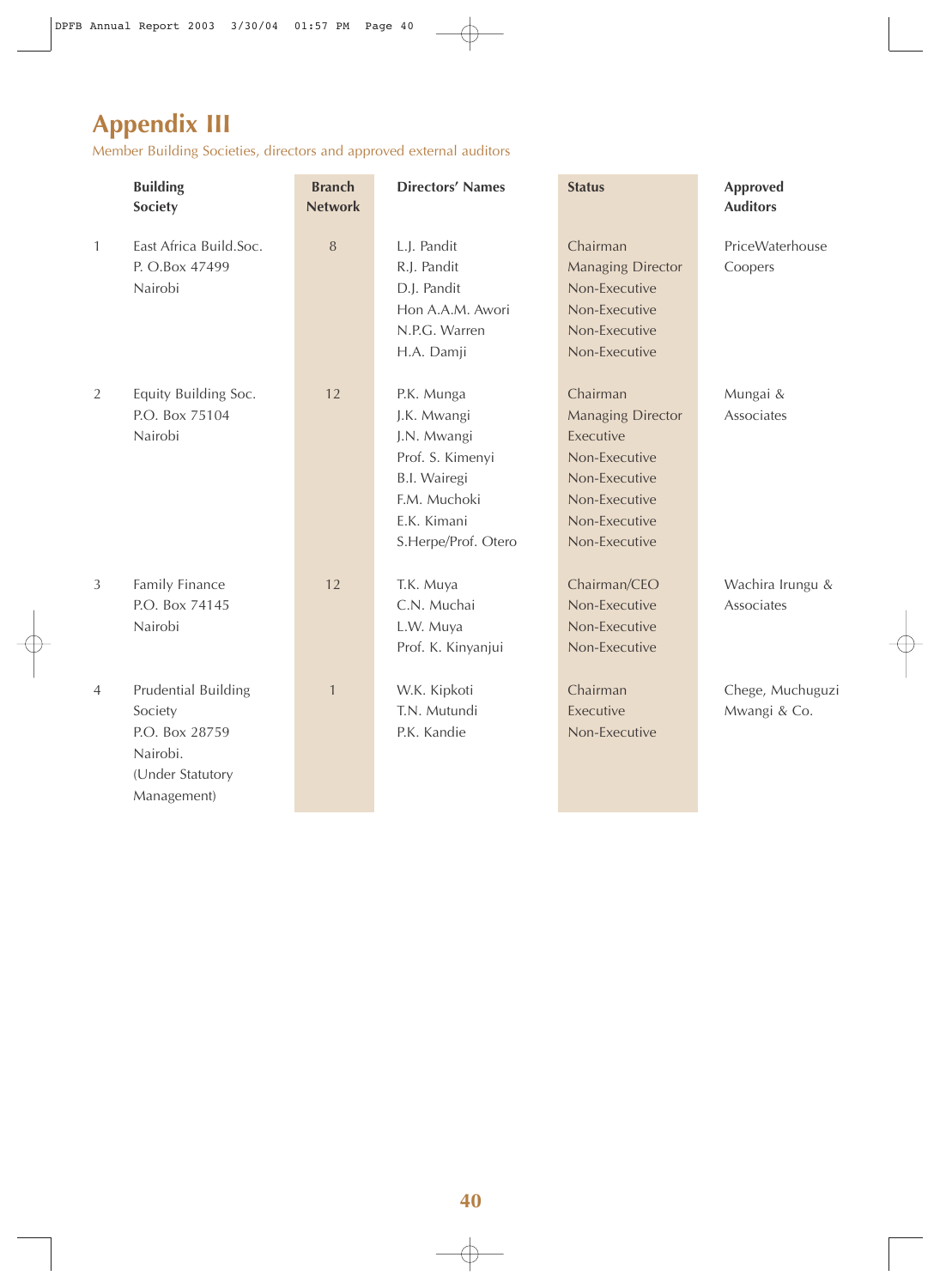# Appendix III

Member Building Societies, directors and approved external auditors

| | Building Society | Branch Network | Directors' Names | Status | Approved Auditors |
|---|---|---|---|---|---|
| 1 | East Africa Build.Soc. P. O.Box 47499 Nairobi | 8 | L.J. Pandit<br>R.J. Pandit<br>D.J. Pandit<br>Hon A.A.M. Awori<br>N.P.G. Warren<br>H.A. Damji | Chairman<br>Managing Director<br>Non-Executive<br>Non-Executive<br>Non-Executive<br>Non-Executive | PriceWaterhouse Coopers |
| 2 | Equity Building Soc. P.O. Box 75104 Nairobi | 12 | P.K. Munga<br>J.K. Mwangi<br>J.N. Mwangi<br>Prof. S. Kimenyi<br>B.I. Wairegi<br>F.M. Muchoki<br>E.K. Kimani<br>S.Herpe/Prof. Otero | Chairman<br>Managing Director<br>Executive<br>Non-Executive<br>Non-Executive<br>Non-Executive<br>Non-Executive<br>Non-Executive | Mungai & Associates |
| 3 | Family Finance P.O. Box 74145 Nairobi | 12 | T.K. Muya<br>C.N. Muchai<br>L.W. Muya<br>Prof. K. Kinyanjui | Chairman/CEO<br>Non-Executive<br>Non-Executive<br>Non-Executive | Wachira Irungu & Associates |
| 4 | Prudential Building Society P.O. Box 28759 Nairobi. (Under Statutory Management) | 1 | W.K. Kipkoti<br>T.N. Mutundi<br>P.K. Kandie | Chairman<br>Executive<br>Non-Executive | Chege, Muchuguzi Mwangi & Co. |